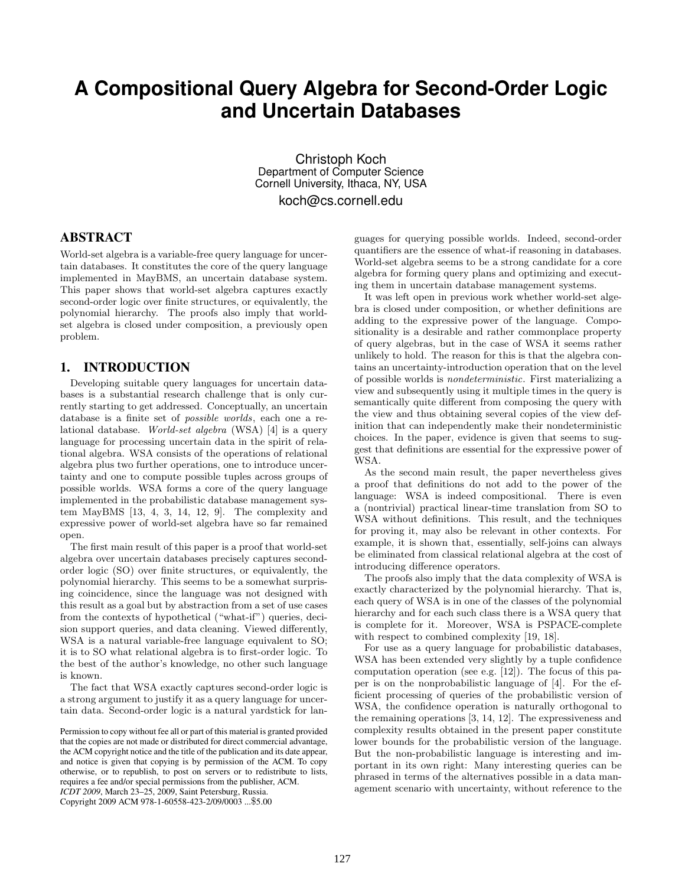# A Compositional Query Algebra for Second-Order Logic and Uncertain Databases

Christoph Koch
Department of Computer Science
Cornell University, Ithaca, NY, USA
koch@cs.cornell.edu

## ABSTRACT

World-set algebra is a variable-free query language for uncertain databases. It constitutes the core of the query language implemented in MayBMS, an uncertain database system. This paper shows that world-set algebra captures exactly second-order logic over finite structures, or equivalently, the polynomial hierarchy. The proofs also imply that world-set algebra is closed under composition, a previously open problem.

## 1. INTRODUCTION

Developing suitable query languages for uncertain databases is a substantial research challenge that is only currently starting to get addressed. Conceptually, an uncertain database is a finite set of *possible worlds*, each one a relational database. *World-set algebra* (WSA) [4] is a query language for processing uncertain data in the spirit of relational algebra. WSA consists of the operations of relational algebra plus two further operations, one to introduce uncertainty and one to compute possible tuples across groups of possible worlds. WSA forms a core of the query language implemented in the probabilistic database management system MayBMS [13, 4, 3, 14, 12, 9]. The complexity and expressive power of world-set algebra have so far remained open.

The first main result of this paper is a proof that world-set algebra over uncertain databases precisely captures second-order logic (SO) over finite structures, or equivalently, the polynomial hierarchy. This seems to be a somewhat surprising coincidence, since the language was not designed with this result as a goal but by abstraction from a set of use cases from the contexts of hypothetical ("what-if") queries, decision support queries, and data cleaning. Viewed differently, WSA is a natural variable-free language equivalent to SO; it is to SO what relational algebra is to first-order logic. To the best of the author's knowledge, no other such language is known.

The fact that WSA exactly captures second-order logic is a strong argument to justify it as a query language for uncertain data. Second-order logic is a natural yardstick for languages for querying possible worlds. Indeed, second-order quantifiers are the essence of what-if reasoning in databases. World-set algebra seems to be a strong candidate for a core algebra for forming query plans and optimizing and executing them in uncertain database management systems.

It was left open in previous work whether world-set algebra is closed under composition, or whether definitions are adding to the expressive power of the language. Compositionality is a desirable and rather commonplace property of query algebras, but in the case of WSA it seems rather unlikely to hold. The reason for this is that the algebra contains an uncertainty-introduction operation that on the level of possible worlds is *nondeterministic*. First materializing a view and subsequently using it multiple times in the query is semantically quite different from composing the query with the view and thus obtaining several copies of the view definition that can independently make their nondeterministic choices. In the paper, evidence is given that seems to suggest that definitions are essential for the expressive power of WSA.

As the second main result, the paper nevertheless gives a proof that definitions do not add to the power of the language: WSA is indeed compositional. There is even a (nontrivial) practical linear-time translation from SO to WSA without definitions. This result, and the techniques for proving it, may also be relevant in other contexts. For example, it is shown that, essentially, self-joins can always be eliminated from classical relational algebra at the cost of introducing difference operators.

The proofs also imply that the data complexity of WSA is exactly characterized by the polynomial hierarchy. That is, each query of WSA is in one of the classes of the polynomial hierarchy and for each such class there is a WSA query that is complete for it. Moreover, WSA is PSPACE-complete with respect to combined complexity [19, 18].

For use as a query language for probabilistic databases, WSA has been extended very slightly by a tuple confidence computation operation (see e.g. [12]). The focus of this paper is on the nonprobabilistic language of [4]. For the efficient processing of queries of the probabilistic version of WSA, the confidence operation is naturally orthogonal to the remaining operations [3, 14, 12]. The expressiveness and complexity results obtained in the present paper constitute lower bounds for the probabilistic version of the language. But the non-probabilistic language is interesting and important in its own right: Many interesting queries can be phrased in terms of the alternatives possible in a data management scenario with uncertainty, without reference to the

Permission to copy without fee all or part of this material is granted provided that the copies are not made or distributed for direct commercial advantage, the ACM copyright notice and the title of the publication and its date appear, and notice is given that copying is by permission of the ACM. To copy otherwise, or to republish, to post on servers or to redistribute to lists, requires a fee and/or special permissions from the publisher, ACM.
*ICDT 2009*, March 23–25, 2009, Saint Petersburg, Russia.
Copyright 2009 ACM 978-1-60558-423-2/09/0003 ...$5.00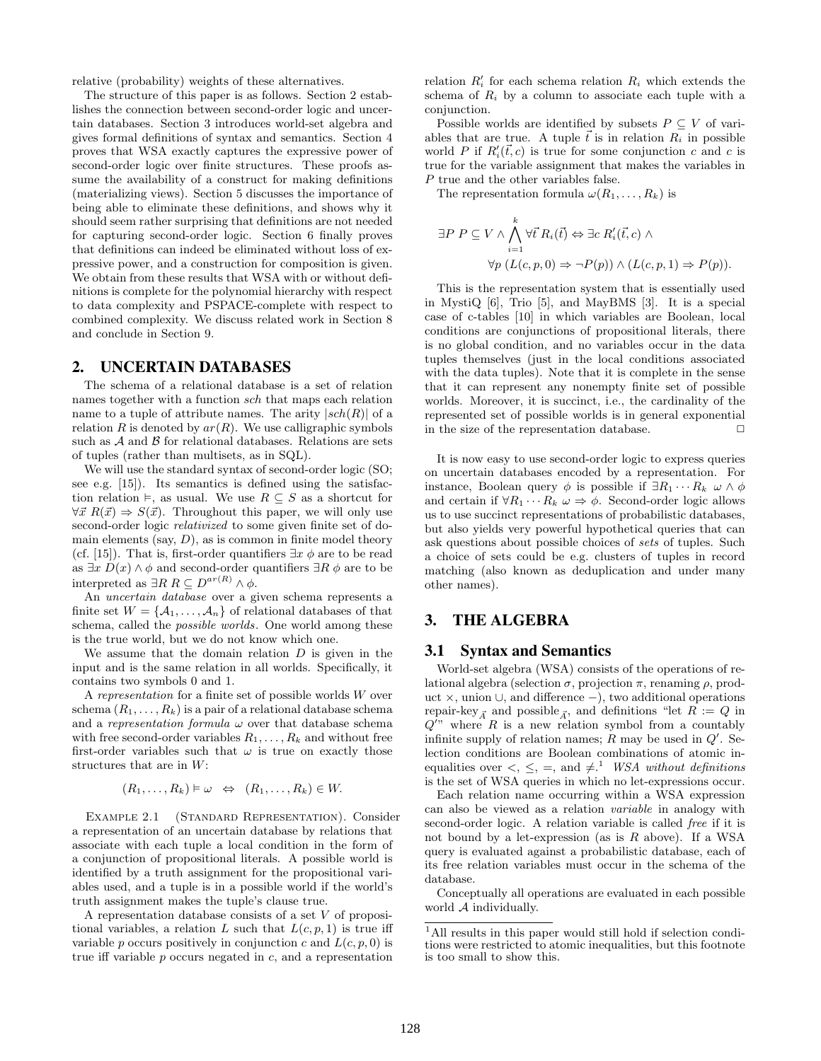relative (probability) weights of these alternatives.

The structure of this paper is as follows. Section 2 establishes the connection between second-order logic and uncertain databases. Section 3 introduces world-set algebra and gives formal definitions of syntax and semantics. Section 4 proves that WSA exactly captures the expressive power of second-order logic over finite structures. These proofs assume the availability of a construct for making definitions (materializing views). Section 5 discusses the importance of being able to eliminate these definitions, and shows why it should seem rather surprising that definitions are not needed for capturing second-order logic. Section 6 finally proves that definitions can indeed be eliminated without loss of expressive power, and a construction for composition is given. We obtain from these results that WSA with or without definitions is complete for the polynomial hierarchy with respect to data complexity and PSPACE-complete with respect to combined complexity. We discuss related work in Section 8 and conclude in Section 9.

## 2. UNCERTAIN DATABASES

The schema of a relational database is a set of relation names together with a function *sch* that maps each relation name to a tuple of attribute names. The arity $|sch(R)|$ of a relation $R$ is denoted by $ar(R)$. We use calligraphic symbols such as $\mathcal{A}$ and $\mathcal{B}$ for relational databases. Relations are sets of tuples (rather than multisets, as in SQL).

We will use the standard syntax of second-order logic (SO; see e.g. [15]). Its semantics is defined using the satisfaction relation $\vDash$, as usual. We use $R \subseteq S$ as a shortcut for $\forall \vec{x}\ R(\vec{x}) \Rightarrow S(\vec{x})$. Throughout this paper, we will only use second-order logic *relativized* to some given finite set of domain elements (say, $D$), as is common in finite model theory (cf. [15]). That is, first-order quantifiers $\exists x\ \phi$ are to be read as $\exists x\ D(x) \wedge \phi$ and second-order quantifiers $\exists R\ \phi$ are to be interpreted as $\exists R\ R \subseteq D^{ar(R)} \wedge \phi$.

An *uncertain database* over a given schema represents a finite set $W = \{\mathcal{A}_1, \ldots, \mathcal{A}_n\}$ of relational databases of that schema, called the *possible worlds*. One world among these is the true world, but we do not know which one.

We assume that the domain relation $D$ is given in the input and is the same relation in all worlds. Specifically, it contains two symbols 0 and 1.

A *representation* for a finite set of possible worlds $W$ over schema $(R_1, \ldots, R_k)$ is a pair of a relational database schema and a *representation formula* $\omega$ over that database schema with free second-order variables $R_1, \ldots, R_k$ and without free first-order variables such that $\omega$ is true on exactly those structures that are in $W$:

$$(R_1, \ldots, R_k) \vDash \omega \quad \Leftrightarrow \quad (R_1, \ldots, R_k) \in W.$$

Example 2.1 (Standard Representation). Consider a representation of an uncertain database by relations that associate with each tuple a local condition in the form of a conjunction of propositional literals. A possible world is identified by a truth assignment for the propositional variables used, and a tuple is in a possible world if the world's truth assignment makes the tuple's clause true.

A representation database consists of a set $V$ of propositional variables, a relation $L$ such that $L(c, p, 1)$ is true iff variable $p$ occurs positively in conjunction $c$ and $L(c, p, 0)$ is true iff variable $p$ occurs negated in $c$, and a representation relation $R_i'$ for each schema relation $R_i$ which extends the schema of $R_i$ by a column to associate each tuple with a conjunction.

Possible worlds are identified by subsets $P \subseteq V$ of variables that are true. A tuple $\vec{t}$ is in relation $R_i$ in possible world $P$ if $R_i'(\vec{t}, c)$ is true for some conjunction $c$ and $c$ is true for the variable assignment that makes the variables in $P$ true and the other variables false.

The representation formula $\omega(R_1, \ldots, R_k)$ is

$$\exists P\ P \subseteq V \wedge \bigwedge_{i=1}^{k} \forall \vec{t}\ R_i(\vec{t}) \Leftrightarrow \exists c\ R_i'(\vec{t}, c) \wedge$$
$$\forall p\ (L(c, p, 0) \Rightarrow \neg P(p)) \wedge (L(c, p, 1) \Rightarrow P(p)).$$

This is the representation system that is essentially used in MystiQ [6], Trio [5], and MayBMS [3]. It is a special case of c-tables [10] in which variables are Boolean, local conditions are conjunctions of propositional literals, there is no global condition, and no variables occur in the data tuples themselves (just in the local conditions associated with the data tuples). Note that it is complete in the sense that it can represent any nonempty finite set of possible worlds. Moreover, it is succinct, i.e., the cardinality of the represented set of possible worlds is in general exponential in the size of the representation database. □

It is now easy to use second-order logic to express queries on uncertain databases encoded by a representation. For instance, Boolean query $\phi$ is possible if $\exists R_1 \cdots R_k\ \omega \wedge \phi$ and certain if $\forall R_1 \cdots R_k\ \omega \Rightarrow \phi$. Second-order logic allows us to use succinct representations of probabilistic databases, but also yields very powerful hypothetical queries that can ask questions about possible choices of *sets* of tuples. Such a choice of sets could be e.g. clusters of tuples in record matching (also known as deduplication and under many other names).

## 3. THE ALGEBRA

### 3.1 Syntax and Semantics

World-set algebra (WSA) consists of the operations of relational algebra (selection $\sigma$, projection $\pi$, renaming $\rho$, product $\times$, union $\cup$, and difference $-$), two additional operations repair-key$_{\vec{A}}$ and possible$_{\vec{A}}$, and definitions "let $R := Q$ in $Q'$" where $R$ is a new relation symbol from a countably infinite supply of relation names; $R$ may be used in $Q'$. Selection conditions are Boolean combinations of atomic inequalities over $<$, $\leq$, $=$, and $\neq$.[1] *WSA without definitions* is the set of WSA queries in which no let-expressions occur.

Each relation name occurring within a WSA expression can also be viewed as a relation *variable* in analogy with second-order logic. A relation variable is called *free* if it is not bound by a let-expression (as is $R$ above). If a WSA query is evaluated against a probabilistic database, each of its free relation variables must occur in the schema of the database.

Conceptually all operations are evaluated in each possible world $\mathcal{A}$ individually.

[1] All results in this paper would still hold if selection conditions were restricted to atomic inequalities, but this footnote is too small to show this.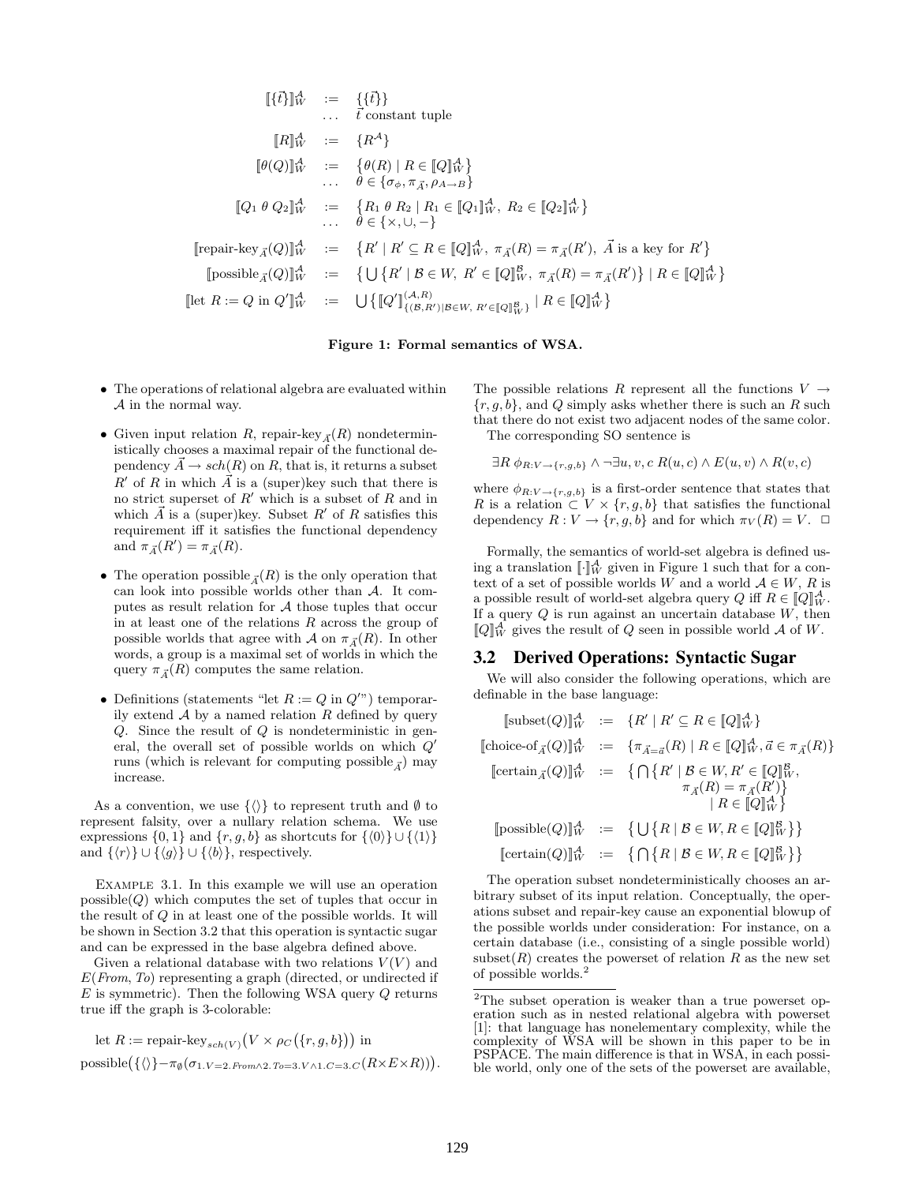$$
\begin{array}{rcl}
[\![\{\vec{t}\}]\!]^{\mathcal{A}}_W & := & \{\{\vec{t}\}\} \\
& \ldots & \vec{t} \text{ constant tuple} \\
[\![R]\!]^{\mathcal{A}}_W & := & \{R^{\mathcal{A}}\} \\
[\![\theta(Q)]\!]^{\mathcal{A}}_W & := & \{\theta(R) \mid R \in [\![Q]\!]^{\mathcal{A}}_W\} \\
& \ldots & \theta \in \{\sigma_\phi, \pi_{\vec{A}}, \rho_{A \to B}\} \\
[\![Q_1 \ \theta \ Q_2]\!]^{\mathcal{A}}_W & := & \{R_1 \ \theta \ R_2 \mid R_1 \in [\![Q_1]\!]^{\mathcal{A}}_W, \ R_2 \in [\![Q_2]\!]^{\mathcal{A}}_W\} \\
& \ldots & \theta \in \{\times, \cup, -\} \\
[\![\text{repair-key}_{\vec{A}}(Q)]\!]^{\mathcal{A}}_W & := & \{R' \mid R' \subseteq R \in [\![Q]\!]^{\mathcal{A}}_W, \ \pi_{\vec{A}}(R) = \pi_{\vec{A}}(R'), \ \vec{A} \text{ is a key for } R'\} \\
[\![\text{possible}_{\vec{A}}(Q)]\!]^{\mathcal{A}}_W & := & \{\bigcup\{R' \mid \mathcal{B} \in W, \ R' \in [\![Q]\!]^{\mathcal{B}}_W, \ \pi_{\vec{A}}(R) = \pi_{\vec{A}}(R')\} \mid R \in [\![Q]\!]^{\mathcal{A}}_W\} \\
[\![\text{let } R := Q \text{ in } Q']\!]^{\mathcal{A}}_W & := & \bigcup\{[\![Q']\!]^{(\mathcal{A},R)}_{\{(\mathcal{B},R') \mid \mathcal{B} \in W, \ R' \in [\![Q]\!]^{\mathcal{B}}_W\}} \mid R \in [\![Q]\!]^{\mathcal{A}}_W\}
\end{array}
$$

**Figure 1: Formal semantics of WSA.**

- The operations of relational algebra are evaluated within $\mathcal{A}$ in the normal way.
- Given input relation $R$, repair-key$_{\vec{A}}(R)$ nondeterministically chooses a maximal repair of the functional dependency $\vec{A} \to sch(R)$ on $R$, that is, it returns a subset $R'$ of $R$ in which $\vec{A}$ is a (super)key such that there is no strict superset of $R'$ which is a subset of $R$ and in which $\vec{A}$ is a (super)key. Subset $R'$ of $R$ satisfies this requirement iff it satisfies the functional dependency and $\pi_{\vec{A}}(R') = \pi_{\vec{A}}(R)$.
- The operation possible$_{\vec{A}}(R)$ is the only operation that can look into possible worlds other than $\mathcal{A}$. It computes as result relation for $\mathcal{A}$ those tuples that occur in at least one of the relations $R$ across the group of possible worlds that agree with $\mathcal{A}$ on $\pi_{\vec{A}}(R)$. In other words, a group is a maximal set of worlds in which the query $\pi_{\vec{A}}(R)$ computes the same relation.
- Definitions (statements "let $R := Q$ in $Q'$") temporarily extend $\mathcal{A}$ by a named relation $R$ defined by query $Q$. Since the result of $Q$ is nondeterministic in general, the overall set of possible worlds on which $Q'$ runs (which is relevant for computing possible$_{\vec{A}}$) may increase.

As a convention, we use $\{\langle\rangle\}$ to represent truth and $\emptyset$ to represent falsity, over a nullary relation schema. We use expressions $\{0,1\}$ and $\{r,g,b\}$ as shortcuts for $\{\langle 0\rangle\} \cup \{\langle 1\rangle\}$ and $\{\langle r\rangle\} \cup \{\langle g\rangle\} \cup \{\langle b\rangle\}$, respectively.

Example 3.1. In this example we will use an operation possible$(Q)$ which computes the set of tuples that occur in the result of $Q$ in at least one of the possible worlds. It will be shown in Section 3.2 that this operation is syntactic sugar and can be expressed in the base algebra defined above.

Given a relational database with two relations $V(V)$ and $E(From, To)$ representing a graph (directed, or undirected if $E$ is symmetric). Then the following WSA query $Q$ returns true iff the graph is 3-colorable:

$$
\text{let } R := \text{repair-key}_{sch(V)}\big(V \times \rho_C(\{r,g,b\})\big) \text{ in}
$$

$$
\text{possible}\big(\{\langle\rangle\} - \pi_\emptyset(\sigma_{1.V=2.From \wedge 2.To=3.V \wedge 1.C=3.C}(R \times E \times R))\big).
$$

The possible relations $R$ represent all the functions $V \to \{r,g,b\}$, and $Q$ simply asks whether there is such an $R$ such that there do not exist two adjacent nodes of the same color.

The corresponding SO sentence is

$$
\exists R \ \phi_{R:V \to \{r,g,b\}} \wedge \neg\exists u,v,c \ R(u,c) \wedge E(u,v) \wedge R(v,c)
$$

where $\phi_{R:V \to \{r,g,b\}}$ is a first-order sentence that states that $R$ is a relation $\subset V \times \{r,g,b\}$ that satisfies the functional dependency $R: V \to \{r,g,b\}$ and for which $\pi_V(R) = V$. $\Box$

Formally, the semantics of world-set algebra is defined using a translation $[\![\cdot]\!]^{\mathcal{A}}_W$ given in Figure 1 such that for a context of a set of possible worlds $W$ and a world $\mathcal{A} \in W$, $R$ is a possible result of world-set algebra query $Q$ iff $R \in [\![Q]\!]^{\mathcal{A}}_W$. If a query $Q$ is run against an uncertain database $W$, then $[\![Q]\!]^{\mathcal{A}}_W$ gives the result of $Q$ seen in possible world $\mathcal{A}$ of $W$.

## 3.2 Derived Operations: Syntactic Sugar

We will also consider the following operations, which are definable in the base language:

$$
\begin{array}{rcl}
[\![\text{subset}(Q)]\!]^{\mathcal{A}}_W & := & \{R' \mid R' \subseteq R \in [\![Q]\!]^{\mathcal{A}}_W\} \\
[\![\text{choice-of}_{\vec{A}}(Q)]\!]^{\mathcal{A}}_W & := & \{\pi_{\vec{A}=\vec{a}}(R) \mid R \in [\![Q]\!]^{\mathcal{A}}_W, \vec{a} \in \pi_{\vec{A}}(R)\} \\
[\![\text{certain}_{\vec{A}}(Q)]\!]^{\mathcal{A}}_W & := & \{\bigcap\{R' \mid \mathcal{B} \in W, R' \in [\![Q]\!]^{\mathcal{B}}_W, \\
& & \quad \pi_{\vec{A}}(R) = \pi_{\vec{A}}(R')\} \\
& & \quad \mid R \in [\![Q]\!]^{\mathcal{A}}_W\} \\
[\![\text{possible}(Q)]\!]^{\mathcal{A}}_W & := & \{\bigcup\{R \mid \mathcal{B} \in W, R \in [\![Q]\!]^{\mathcal{B}}_W\}\} \\
[\![\text{certain}(Q)]\!]^{\mathcal{A}}_W & := & \{\bigcap\{R \mid \mathcal{B} \in W, R \in [\![Q]\!]^{\mathcal{B}}_W\}\}
\end{array}
$$

The operation subset nondeterministically chooses an arbitrary subset of its input relation. Conceptually, the operations subset and repair-key cause an exponential blowup of the possible worlds under consideration: For instance, on a certain database (i.e., consisting of a single possible world) subset$(R)$ creates the powerset of relation $R$ as the new set of possible worlds.[2]

[2] The subset operation is weaker than a true powerset operation such as in nested relational algebra with powerset [1]: that language has nonelementary complexity, while the complexity of WSA will be shown in this paper to be in PSPACE. The main difference is that in WSA, in each possible world, only one of the sets of the powerset are available,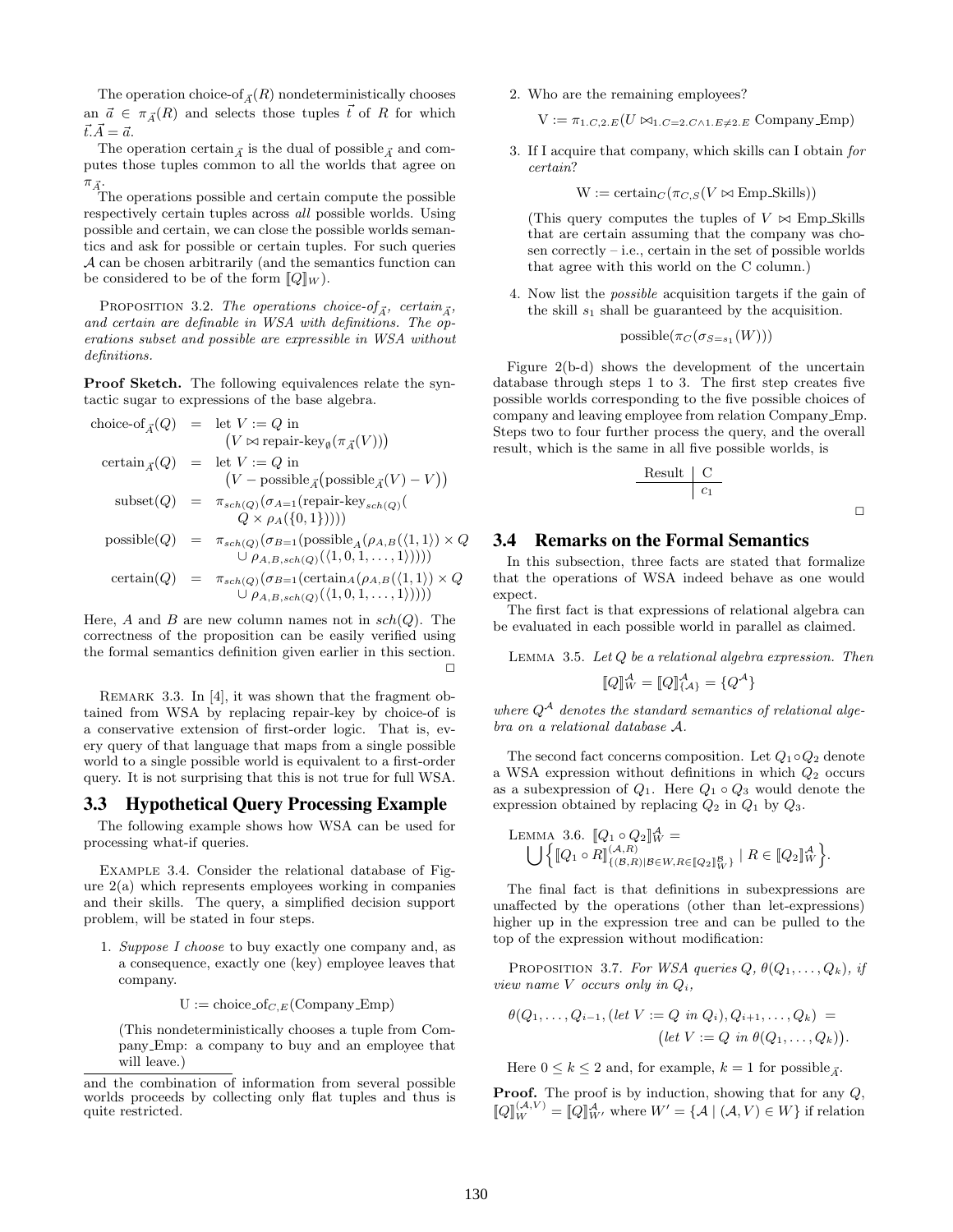The operation choice-of$_{\vec{A}}(R)$ nondeterministically chooses an $\vec{a} \in \pi_{\vec{A}}(R)$ and selects those tuples $\vec{t}$ of $R$ for which $\vec{t}.\vec{A} = \vec{a}$.

The operation certain$_{\vec{A}}$ is the dual of possible$_{\vec{A}}$ and computes those tuples common to all the worlds that agree on $\pi_{\vec{A}}$.

The operations possible and certain compute the possible respectively certain tuples across *all* possible worlds. Using possible and certain, we can close the possible worlds semantics and ask for possible or certain tuples. For such queries $\mathcal{A}$ can be chosen arbitrarily (and the semantics function can be considered to be of the form $[\![Q]\!]_W$).

PROPOSITION 3.2. *The operations choice-of$_{\vec{A}}$, certain$_{\vec{A}}$, and certain are definable in WSA with definitions. The operations subset and possible are expressible in WSA without definitions.*

**Proof Sketch.** The following equivalences relate the syntactic sugar to expressions of the base algebra.

$$
\begin{aligned}
\text{choice-of}_{\vec{A}}(Q) &= \text{let } V := Q \text{ in} \\
&\quad \big(V \bowtie \text{repair-key}_{\emptyset}(\pi_{\vec{A}}(V))\big) \\
\text{certain}_{\vec{A}}(Q) &= \text{let } V := Q \text{ in} \\
&\quad \big(V - \text{possible}_{\vec{A}}\big(\text{possible}_{\vec{A}}(V) - V\big)\big) \\
\text{subset}(Q) &= \pi_{sch(Q)}(\sigma_{A=1}(\text{repair-key}_{sch(Q)}( \\
&\quad Q \times \rho_A(\{0,1\})))) \\
\text{possible}(Q) &= \pi_{sch(Q)}(\sigma_{B=1}(\text{possible}_A(\rho_{A,B}(\langle 1,1\rangle) \times Q \\
&\quad \cup\, \rho_{A,B,sch(Q)}(\langle 1,0,1,\ldots,1\rangle)))) \\
\text{certain}(Q) &= \pi_{sch(Q)}(\sigma_{B=1}(\text{certain}_A(\rho_{A,B}(\langle 1,1\rangle) \times Q \\
&\quad \cup\, \rho_{A,B,sch(Q)}(\langle 1,0,1,\ldots,1\rangle))))
\end{aligned}
$$

Here, $A$ and $B$ are new column names not in $sch(Q)$. The correctness of the proposition can be easily verified using the formal semantics definition given earlier in this section. □

REMARK 3.3. In [4], it was shown that the fragment obtained from WSA by replacing repair-key by choice-of is a conservative extension of first-order logic. That is, every query of that language that maps from a single possible world to a single possible world is equivalent to a first-order query. It is not surprising that this is not true for full WSA.

## 3.3 Hypothetical Query Processing Example

The following example shows how WSA can be used for processing what-if queries.

EXAMPLE 3.4. Consider the relational database of Figure 2(a) which represents employees working in companies and their skills. The query, a simplified decision support problem, will be stated in four steps.

1. *Suppose I choose* to buy exactly one company and, as a consequence, exactly one (key) employee leaves that company.

   $$\text{U} := \text{choice\_of}_{C,E}(\text{Company\_Emp})$$

   (This nondeterministically chooses a tuple from Company_Emp: a company to buy and an employee that will leave.)

2. Who are the remaining employees?

   $$\text{V} := \pi_{1.C,2.E}(U \bowtie_{1.C=2.C \wedge 1.E \neq 2.E} \text{Company\_Emp})$$

3. If I acquire that company, which skills can I obtain *for certain*?

   $$\text{W} := \text{certain}_C(\pi_{C,S}(V \bowtie \text{Emp\_Skills}))$$

   (This query computes the tuples of $V \bowtie$ Emp_Skills that are certain assuming that the company was chosen correctly – i.e., certain in the set of possible worlds that agree with this world on the C column.)

4. Now list the *possible* acquisition targets if the gain of the skill $s_1$ shall be guaranteed by the acquisition.

   $$\text{possible}(\pi_C(\sigma_{S=s_1}(W)))$$

Figure 2(b-d) shows the development of the uncertain database through steps 1 to 3. The first step creates five possible worlds corresponding to the five possible choices of company and leaving employee from relation Company_Emp. Steps two to four further process the query, and the overall result, which is the same in all five possible worlds, is

| Result | C |
|---|---|
| | $c_1$ |

□

## 3.4 Remarks on the Formal Semantics

In this subsection, three facts are stated that formalize that the operations of WSA indeed behave as one would expect.

The first fact is that expressions of relational algebra can be evaluated in each possible world in parallel as claimed.

LEMMA 3.5. *Let $Q$ be a relational algebra expression. Then*

$$[\![Q]\!]^{\mathcal{A}}_W = [\![Q]\!]^{\mathcal{A}}_{\{\mathcal{A}\}} = \{Q^{\mathcal{A}}\}$$

*where $Q^{\mathcal{A}}$ denotes the standard semantics of relational algebra on a relational database $\mathcal{A}$.*

The second fact concerns composition. Let $Q_1 \circ Q_2$ denote a WSA expression without definitions in which $Q_2$ occurs as a subexpression of $Q_1$. Here $Q_1 \circ Q_3$ would denote the expression obtained by replacing $Q_2$ in $Q_1$ by $Q_3$.

LEMMA 3.6. $[\![Q_1 \circ Q_2]\!]^{\mathcal{A}}_W = \bigcup\Big\{[\![Q_1 \circ R]\!]^{(\mathcal{A},R)}_{\{(\mathcal{B},R) \mid \mathcal{B} \in W, R \in [\![Q_2]\!]^{\mathcal{B}}_W\}} \mid R \in [\![Q_2]\!]^{\mathcal{A}}_W\Big\}.$

The final fact is that definitions in subexpressions are unaffected by the operations (other than let-expressions) higher up in the expression tree and can be pulled to the top of the expression without modification:

PROPOSITION 3.7. *For WSA queries $Q$, $\theta(Q_1,\ldots,Q_k)$, if view name $V$ occurs only in $Q_i$,*

$$\theta(Q_1,\ldots,Q_{i-1},(\textit{let } V := Q \textit{ in } Q_i),Q_{i+1},\ldots,Q_k) = \big(\textit{let } V := Q \textit{ in } \theta(Q_1,\ldots,Q_k)\big).$$

Here $0 \le k \le 2$ and, for example, $k=1$ for possible$_{\vec{A}}$.

**Proof.** The proof is by induction, showing that for any $Q$, $[\![Q]\!]^{(\mathcal{A},V)}_W = [\![Q]\!]^{\mathcal{A}}_{W'}$ where $W' = \{\mathcal{A} \mid (\mathcal{A},V) \in W\}$ if relation

---

and the combination of information from several possible worlds proceeds by collecting only flat tuples and thus is quite restricted.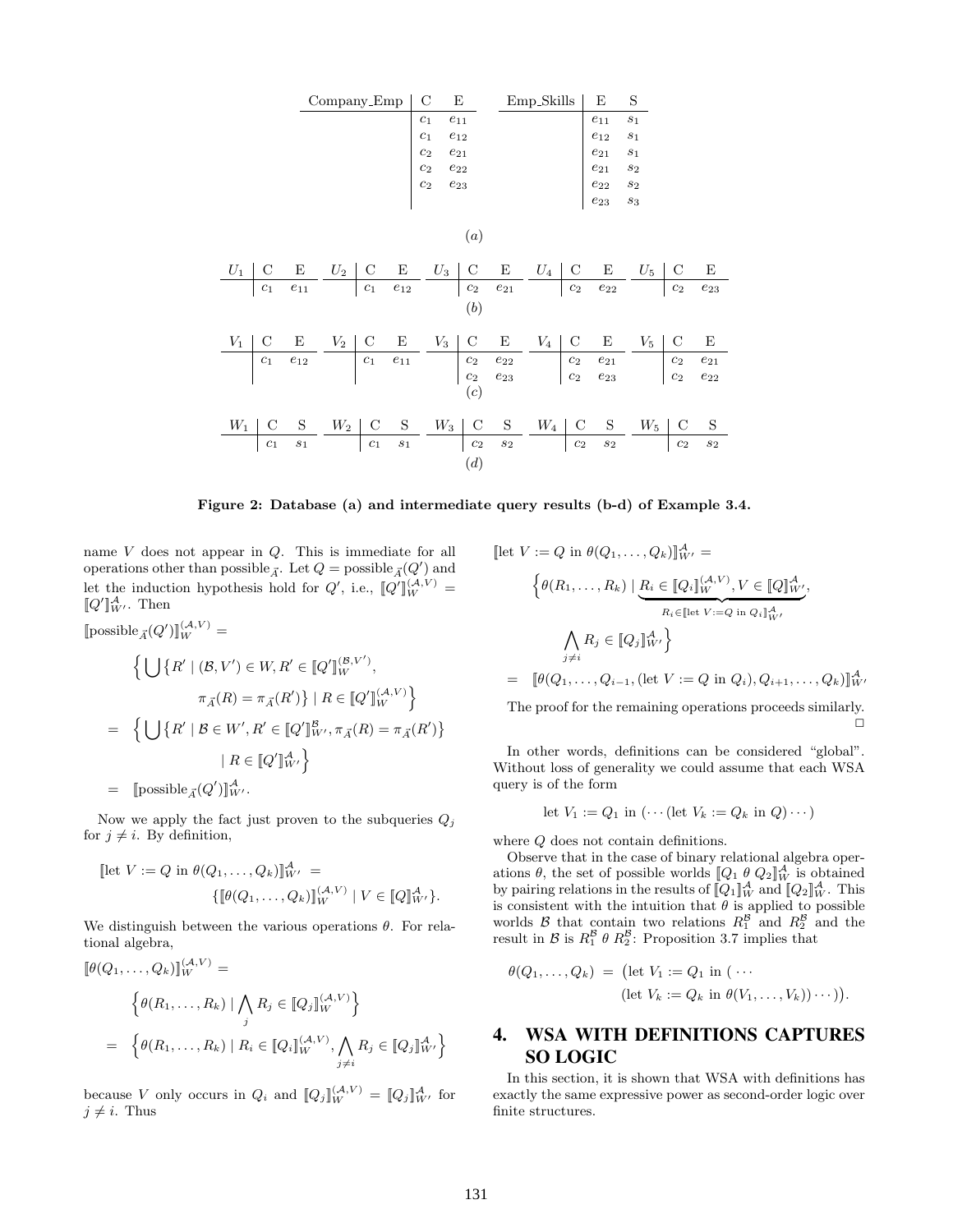| Company_Emp | C | E |
|---|---|---|
| | $c_1$ | $e_{11}$ |
| | $c_1$ | $e_{12}$ |
| | $c_2$ | $e_{21}$ |
| | $c_2$ | $e_{22}$ |
| | $c_2$ | $e_{23}$ |

| Emp_Skills | E | S |
|---|---|---|
| | $e_{11}$ | $s_1$ |
| | $e_{12}$ | $s_1$ |
| | $e_{21}$ | $s_1$ |
| | $e_{21}$ | $s_2$ |
| | $e_{22}$ | $s_2$ |
| | $e_{23}$ | $s_3$ |

(a)

| $U_1$ | C | E |
|---|---|---|
| | $c_1$ | $e_{11}$ |

| $U_2$ | C | E |
|---|---|---|
| | $c_1$ | $e_{12}$ |

| $U_3$ | C | E |
|---|---|---|
| | $c_2$ | $e_{21}$ |

| $U_4$ | C | E |
|---|---|---|
| | $c_2$ | $e_{22}$ |

| $U_5$ | C | E |
|---|---|---|
| | $c_2$ | $e_{23}$ |

(b)

| $V_1$ | C | E |
|---|---|---|
| | $c_1$ | $e_{12}$ |

| $V_2$ | C | E |
|---|---|---|
| | $c_1$ | $e_{11}$ |

| $V_3$ | C | E |
|---|---|---|
| | $c_2$ | $e_{22}$ |
| | $c_2$ | $e_{23}$ |

| $V_4$ | C | E |
|---|---|---|
| | $c_2$ | $e_{21}$ |
| | $c_2$ | $e_{23}$ |

| $V_5$ | C | E |
|---|---|---|
| | $c_2$ | $e_{21}$ |
| | $c_2$ | $e_{22}$ |

(c)

| $W_1$ | C | S |
|---|---|---|
| | $c_1$ | $s_1$ |

| $W_2$ | C | S |
|---|---|---|
| | $c_1$ | $s_1$ |

| $W_3$ | C | S |
|---|---|---|
| | $c_2$ | $s_2$ |

| $W_4$ | C | S |
|---|---|---|
| | $c_2$ | $s_2$ |

| $W_5$ | C | S |
|---|---|---|
| | $c_2$ | $s_2$ |

(d)

**Figure 2: Database (a) and intermediate query results (b-d) of Example 3.4.**

name $V$ does not appear in $Q$. This is immediate for all operations other than $\text{possible}_{\vec{A}}$. Let $Q = \text{possible}_{\vec{A}}(Q')$ and let the induction hypothesis hold for $Q'$, i.e., $[\![Q']\!]_W^{(\mathcal{A},V)} = [\![Q']\!]_{W'}^{\mathcal{A}}$. Then

$$
\begin{aligned}
&[\![\text{possible}_{\vec{A}}(Q')]\!]_W^{(\mathcal{A},V)} = \\
&\quad \Big\{ \bigcup \{ R' \mid (\mathcal{B}, V') \in W, R' \in [\![Q']\!]_W^{(\mathcal{B},V')}, \\
&\qquad \pi_{\vec{A}}(R) = \pi_{\vec{A}}(R') \} \mid R \in [\![Q']\!]_W^{(\mathcal{A},V)} \Big\} \\
&= \Big\{ \bigcup \{ R' \mid \mathcal{B} \in W', R' \in [\![Q']\!]_{W'}^{\mathcal{B}}, \pi_{\vec{A}}(R) = \pi_{\vec{A}}(R') \} \\
&\qquad \mid R \in [\![Q']\!]_{W'}^{\mathcal{A}} \Big\} \\
&= [\![\text{possible}_{\vec{A}}(Q')]\!]_{W'}^{\mathcal{A}}.
\end{aligned}
$$

Now we apply the fact just proven to the subqueries $Q_j$ for $j \neq i$. By definition,

$$
\begin{aligned}
&[\![\text{let } V := Q \text{ in } \theta(Q_1, \ldots, Q_k)]\!]_{W'}^{\mathcal{A}} = \\
&\qquad \{ [\![\theta(Q_1, \ldots, Q_k)]\!]_W^{(\mathcal{A},V)} \mid V \in [\![Q]\!]_{W'}^{\mathcal{A}} \}.
\end{aligned}
$$

We distinguish between the various operations $\theta$. For relational algebra,

$$
\begin{aligned}
&[\![\theta(Q_1, \ldots, Q_k)]\!]_W^{(\mathcal{A},V)} = \\
&\quad \Big\{ \theta(R_1, \ldots, R_k) \mid \bigwedge_j R_j \in [\![Q_j]\!]_W^{(\mathcal{A},V)} \Big\} \\
&= \Big\{ \theta(R_1, \ldots, R_k) \mid R_i \in [\![Q_i]\!]_W^{(\mathcal{A},V)}, \bigwedge_{j \neq i} R_j \in [\![Q_j]\!]_{W'}^{\mathcal{A}} \Big\}
\end{aligned}
$$

because $V$ only occurs in $Q_i$ and $[\![Q_j]\!]_W^{(\mathcal{A},V)} = [\![Q_j]\!]_{W'}^{\mathcal{A}}$ for $j \neq i$. Thus

$$
\begin{aligned}
&[\![\text{let } V := Q \text{ in } \theta(Q_1, \ldots, Q_k)]\!]_{W'}^{\mathcal{A}} = \\
&\quad \Big\{ \theta(R_1, \ldots, R_k) \mid \underbrace{R_i \in [\![Q_i]\!]_W^{(\mathcal{A},V)}, V \in [\![Q]\!]_{W'}^{\mathcal{A}}}_{R_i \in [\![\text{let } V := Q \text{ in } Q_i]\!]_{W'}^{\mathcal{A}}}, \\
&\qquad \bigwedge_{j \neq i} R_j \in [\![Q_j]\!]_{W'}^{\mathcal{A}} \Big\} \\
&= [\![\theta(Q_1, \ldots, Q_{i-1}, (\text{let } V := Q \text{ in } Q_i), Q_{i+1}, \ldots, Q_k)]\!]_{W'}^{\mathcal{A}}
\end{aligned}
$$

The proof for the remaining operations proceeds similarly. □

In other words, definitions can be considered "global". Without loss of generality we could assume that each WSA query is of the form

$$\text{let } V_1 := Q_1 \text{ in } (\cdots (\text{let } V_k := Q_k \text{ in } Q) \cdots)$$

where $Q$ does not contain definitions.

Observe that in the case of binary relational algebra operations $\theta$, the set of possible worlds $[\![Q_1 \; \theta \; Q_2]\!]_W^{\mathcal{A}}$ is obtained by pairing relations in the results of $[\![Q_1]\!]_W^{\mathcal{A}}$ and $[\![Q_2]\!]_W^{\mathcal{A}}$. This is consistent with the intuition that $\theta$ is applied to possible worlds $\mathcal{B}$ that contain two relations $R_1^{\mathcal{B}}$ and $R_2^{\mathcal{B}}$ and the result in $\mathcal{B}$ is $R_1^{\mathcal{B}} \; \theta \; R_2^{\mathcal{B}}$: Proposition 3.7 implies that

$$
\begin{aligned}
\theta(Q_1, \ldots, Q_k) \; = \; &\big(\text{let } V_1 := Q_1 \text{ in } ( \cdots \\
&(\text{let } V_k := Q_k \text{ in } \theta(V_1, \ldots, V_k)) \cdots)\big).
\end{aligned}
$$

## 4. WSA WITH DEFINITIONS CAPTURES SO LOGIC

In this section, it is shown that WSA with definitions has exactly the same expressive power as second-order logic over finite structures.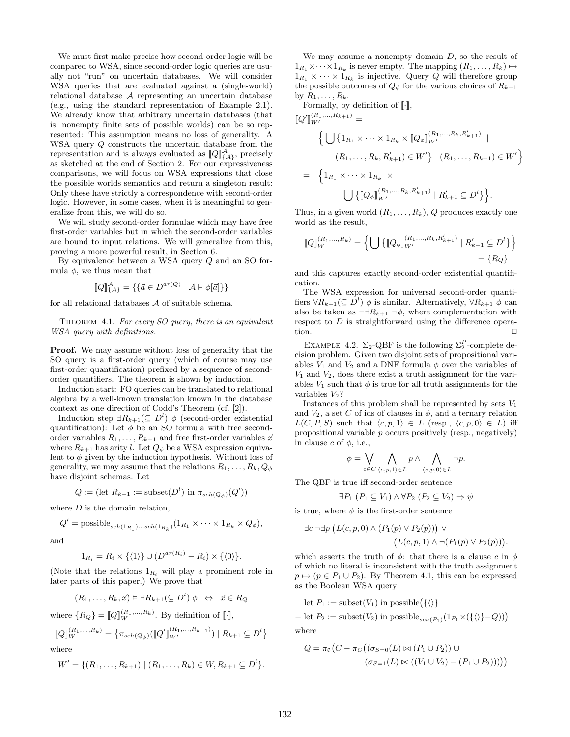We must first make precise how second-order logic will be compared to WSA, since second-order logic queries are usually not "run" on uncertain databases. We will consider WSA queries that are evaluated against a (single-world) relational database $\mathcal{A}$ representing an uncertain database (e.g., using the standard representation of Example 2.1). We already know that arbitrary uncertain databases (that is, nonempty finite sets of possible worlds) can be so represented: This assumption means no loss of generality. A WSA query $Q$ constructs the uncertain database from the representation and is always evaluated as $[\![Q]\!]^{\mathcal{A}}_{\{\mathcal{A}\}}$, precisely as sketched at the end of Section 2. For our expressiveness comparisons, we will focus on WSA expressions that close the possible worlds semantics and return a singleton result: Only these have strictly a correspondence with second-order logic. However, in some cases, when it is meaningful to generalize from this, we will do so.

We will study second-order formulae which may have free first-order variables but in which the second-order variables are bound to input relations. We will generalize from this, proving a more powerful result, in Section 6.

By equivalence between a WSA query $Q$ and an SO formula $\phi$, we thus mean that

$$[\![Q]\!]^{\mathcal{A}}_{\{\mathcal{A}\}} = \{\{\vec{a} \in D^{ar(Q)} \mid \mathcal{A} \vDash \phi[\vec{a}]\}\}$$

for all relational databases $\mathcal{A}$ of suitable schema.

Theorem 4.1. *For every SO query, there is an equivalent WSA query with definitions.*

**Proof.** We may assume without loss of generality that the SO query is a first-order query (which of course may use first-order quantification) prefixed by a sequence of second-order quantifiers. The theorem is shown by induction.

Induction start: FO queries can be translated to relational algebra by a well-known translation known in the database context as one direction of Codd's Theorem (cf. [2]).

Induction step $\exists R_{k+1}(\subseteq D^l)\ \phi$ (second-order existential quantification): Let $\phi$ be an SO formula with free second-order variables $R_1, \ldots, R_{k+1}$ and free first-order variables $\vec{x}$ where $R_{k+1}$ has arity $l$. Let $Q_\phi$ be a WSA expression equivalent to $\phi$ given by the induction hypothesis. Without loss of generality, we may assume that the relations $R_1, \ldots, R_k, Q_\phi$ have disjoint schemas. Let

$$Q := (\text{let } R_{k+1} := \text{subset}(D^l) \text{ in } \pi_{sch(Q_\phi)}(Q'))$$

where $D$ is the domain relation,

$$Q' = \text{possible}_{sch(1_{R_1})\ldots sch(1_{R_k})}(1_{R_1} \times \cdots \times 1_{R_k} \times Q_\phi),$$

and

$$1_{R_i} = R_i \times \{\langle 1\rangle\} \cup (D^{ar(R_i)} - R_i) \times \{\langle 0\rangle\}.$$

(Note that the relations $1_{R_i}$ will play a prominent role in later parts of this paper.) We prove that

$$(R_1, \ldots, R_k, \vec{x}) \vDash \exists R_{k+1}(\subseteq D^l)\ \phi \;\;\Leftrightarrow\;\; \vec{x} \in R_Q$$

where $\{R_Q\} = [\![Q]\!]^{(R_1,\ldots,R_k)}_W$. By definition of $[\![\cdot]\!]$,

$$[\![Q]\!]^{(R_1,\ldots,R_k)}_W = \big\{\pi_{sch(Q_\phi)}([\![Q']\!]^{(R_1,\ldots,R_{k+1})}_{W'}) \mid R_{k+1} \subseteq D^l\big\}$$

where

$$W' = \{(R_1, \ldots, R_{k+1}) \mid (R_1, \ldots, R_k) \in W, R_{k+1} \subseteq D^l\}.$$

We may assume a nonempty domain $D$, so the result of $1_{R_1} \times \cdots \times 1_{R_k}$ is never empty. The mapping $(R_1, \ldots, R_k) \mapsto 1_{R_1} \times \cdots \times 1_{R_k}$ is injective. Query $Q$ will therefore group the possible outcomes of $Q_\phi$ for the various choices of $R_{k+1}$ by $R_1, \ldots, R_k$.

Formally, by definition of $[\![\cdot]\!]$,

$$\begin{aligned}
&[\![Q']\!]^{(R_1,\ldots,R_{k+1})}_{W'} = \\
&\quad \Big\{ \bigcup \big\{ 1_{R_1} \times \cdots \times 1_{R_k} \times [\![Q_\phi]\!]^{(R_1,\ldots,R_k,R'_{k+1})}_{W'} \mid \\
&\qquad (R_1, \ldots, R_k, R'_{k+1}) \in W' \big\} \mid (R_1, \ldots, R_{k+1}) \in W' \Big\} \\
&= \Big\{ 1_{R_1} \times \cdots \times 1_{R_k} \times \\
&\qquad \bigcup \big\{ [\![Q_\phi]\!]^{(R_1,\ldots,R_k,R'_{k+1})}_{W'} \mid R'_{k+1} \subseteq D^l \big\} \Big\}.
\end{aligned}$$

Thus, in a given world $(R_1, \ldots, R_k)$, $Q$ produces exactly one world as the result,

$$[\![Q]\!]^{(R_1,\ldots,R_k)}_W = \Big\{ \bigcup \big\{ [\![Q_\phi]\!]^{(R_1,\ldots,R_k,R'_{k+1})}_{W'} \mid R'_{k+1} \subseteq D^l \big\} \Big\} = \{R_Q\}$$

and this captures exactly second-order existential quantification.

The WSA expression for universal second-order quantifiers $\forall R_{k+1}(\subseteq D^l)\ \phi$ is similar. Alternatively, $\forall R_{k+1}\ \phi$ can also be taken as $\neg \exists R_{k+1}\ \neg\phi$, where complementation with respect to $D$ is straightforward using the difference operation. $\Box$

Example 4.2. $\Sigma_2$-QBF is the following $\Sigma_2^P$-complete decision problem. Given two disjoint sets of propositional variables $V_1$ and $V_2$ and a DNF formula $\phi$ over the variables of $V_1$ and $V_2$, does there exist a truth assignment for the variables $V_1$ such that $\phi$ is true for all truth assignments for the variables $V_2$?

Instances of this problem shall be represented by sets $V_1$ and $V_2$, a set $C$ of ids of clauses in $\phi$, and a ternary relation $L(C, P, S)$ such that $\langle c, p, 1\rangle \in L$ (resp., $\langle c, p, 0\rangle \in L$) iff propositional variable $p$ occurs positively (resp., negatively) in clause $c$ of $\phi$, i.e.,

$$\phi = \bigvee_{c \in C} \bigwedge_{\langle c,p,1\rangle \in L} p \wedge \bigwedge_{\langle c,p,0\rangle \in L} \neg p.$$

The QBF is true iff second-order sentence

$$\exists P_1\ (P_1 \subseteq V_1) \wedge \forall P_2\ (P_2 \subseteq V_2) \Rightarrow \psi$$

is true, where $\psi$ is the first-order sentence

$$\begin{aligned}
\exists c\ \neg\exists p\ &\big(L(c, p, 0) \wedge (P_1(p) \vee P_2(p))\big) \vee \\
&\big(L(c, p, 1) \wedge \neg(P_1(p) \vee P_2(p))\big).
\end{aligned}$$

which asserts the truth of $\phi$: that there is a clause $c$ in $\phi$ of which no literal is inconsistent with the truth assignment $p \mapsto (p \in P_1 \cup P_2)$. By Theorem 4.1, this can be expressed as the Boolean WSA query

$$\begin{aligned}
&\text{let } P_1 := \text{subset}(V_1) \text{ in possible}\big(\{\langle\rangle\} \\
&- \text{let } P_2 := \text{subset}(V_2) \text{ in possible}_{sch(P_1)}(1_{P_1} \times (\{\langle\rangle\} - Q))\big)
\end{aligned}$$

where

$$\begin{aligned}
Q = \pi_\emptyset\big(C - \pi_C\big(&(\sigma_{S=0}(L) \bowtie (P_1 \cup P_2)) \cup \\
&(\sigma_{S=1}(L) \bowtie ((V_1 \cup V_2) - (P_1 \cup P_2)))\big)\big)
\end{aligned}$$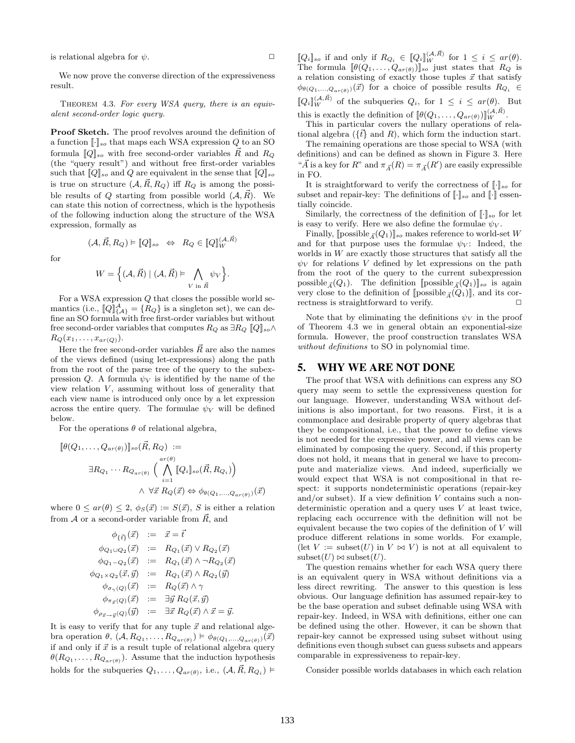is relational algebra for $\psi$. $\Box$

We now prove the converse direction of the expressiveness result.

THEOREM 4.3. *For every WSA query, there is an equivalent second-order logic query.*

**Proof Sketch.** The proof revolves around the definition of a function $[\![\cdot]\!]_{so}$ that maps each WSA expression $Q$ to an SO formula $[\![Q]\!]_{so}$ with free second-order variables $\vec{R}$ and $R_Q$ (the "query result") and without free first-order variables such that $[\![Q]\!]_{so}$ and $Q$ are equivalent in the sense that $[\![Q]\!]_{so}$ is true on structure $(\mathcal{A}, \vec{R}, R_Q)$ iff $R_Q$ is among the possible results of $Q$ starting from possible world $(\mathcal{A}, \vec{R})$. We can state this notion of correctness, which is the hypothesis of the following induction along the structure of the WSA expression, formally as

$$(\mathcal{A}, \vec{R}, R_Q) \vDash [\![Q]\!]_{so} \;\Leftrightarrow\; R_Q \in [\![Q]\!]_W^{(\mathcal{A},\vec{R})}$$

for

$$W = \Big\{(\mathcal{A}, \vec{R}) \mid (\mathcal{A}, \vec{R}) \vDash \bigwedge_{V \text{ in } \vec{R}} \psi_V\Big\}.$$

For a WSA expression $Q$ that closes the possible world semantics (i.e., $[\![Q]\!]^{\mathcal{A}}_{\{\mathcal{A}\}} = \{R_Q\}$ is a singleton set), we can define an SO formula with free first-order variables but without free second-order variables that computes $R_Q$ as $\exists R_Q\, [\![Q]\!]_{so} \wedge R_Q(x_1, \ldots, x_{ar(Q)})$.

Here the free second-order variables $\vec{R}$ are also the names of the views defined (using let-expressions) along the path from the root of the parse tree of the query to the subexpression $Q$. A formula $\psi_V$ is identified by the name of the view relation $V$, assuming without loss of generality that each view name is introduced only once by a let expression across the entire query. The formulae $\psi_V$ will be defined below.

For the operations $\theta$ of relational algebra,

$$\begin{aligned}
&[\![\theta(Q_1, \ldots, Q_{ar(\theta)})]\!]_{so}(\vec{R}, R_Q) \;:= \\
&\quad \exists R_{Q_1} \cdots R_{Q_{ar(\theta)}} \Big( \bigwedge_{i=1}^{ar(\theta)} [\![Q_i]\!]_{so}(\vec{R}, R_{Q_i}) \Big) \\
&\quad\quad \wedge\; \forall \vec{x}\; R_Q(\vec{x}) \Leftrightarrow \phi_{\theta(Q_1,\ldots,Q_{ar(\theta)})}(\vec{x})
\end{aligned}$$

where $0 \le ar(\theta) \le 2$, $\phi_S(\vec{x}) := S(\vec{x})$, $S$ is either a relation from $\mathcal{A}$ or a second-order variable from $\vec{R}$, and

$$\begin{aligned}
\phi_{\{\vec{t}\}}(\vec{x}) &:= \vec{x} = \vec{t} \\
\phi_{Q_1 \cup Q_2}(\vec{x}) &:= R_{Q_1}(\vec{x}) \vee R_{Q_2}(\vec{x}) \\
\phi_{Q_1 - Q_2}(\vec{x}) &:= R_{Q_1}(\vec{x}) \wedge \neg R_{Q_2}(\vec{x}) \\
\phi_{Q_1 \times Q_2}(\vec{x}, \vec{y}) &:= R_{Q_1}(\vec{x}) \wedge R_{Q_2}(\vec{y}) \\
\phi_{\sigma_\gamma(Q)}(\vec{x}) &:= R_Q(\vec{x}) \wedge \gamma \\
\phi_{\pi_{\vec{x}}(Q)}(\vec{x}) &:= \exists \vec{y}\; R_Q(\vec{x}, \vec{y}) \\
\phi_{\rho_{\vec{x} \to \vec{y}}(Q)}(\vec{y}) &:= \exists \vec{x}\; R_Q(\vec{x}) \wedge \vec{x} = \vec{y}.
\end{aligned}$$

It is easy to verify that for any tuple $\vec{x}$ and relational algebra operation $\theta$, $(\mathcal{A}, R_{Q_1}, \ldots, R_{Q_{ar(\theta)}}) \vDash \phi_{\theta(Q_1,\ldots,Q_{ar(\theta)})}(\vec{x})$ if and only if $\vec{x}$ is a result tuple of relational algebra query $\theta(R_{Q_1}, \ldots, R_{Q_{ar(\theta)}})$. Assume that the induction hypothesis holds for the subqueries $Q_1, \ldots, Q_{ar(\theta)}$, i.e., $(\mathcal{A}, \vec{R}, R_{Q_i}) \vDash [\![Q_i]\!]_{so}$ if and only if $R_{Q_i} \in [\![Q_i]\!]_W^{(\mathcal{A},\vec{R})}$ for $1 \le i \le ar(\theta)$. The formula $[\![\theta(Q_1, \ldots, Q_{ar(\theta)})]\!]_{so}$ just states that $R_Q$ is a relation consisting of exactly those tuples $\vec{x}$ that satisfy $\phi_{\theta(Q_1,\ldots,Q_{ar(\theta)})}(\vec{x})$ for a choice of possible results $R_{Q_i} \in [\![Q_i]\!]_W^{(\mathcal{A},\vec{R})}$ of the subqueries $Q_i$, for $1 \le i \le ar(\theta)$. But this is exactly the definition of $[\![\theta(Q_1, \ldots, Q_{ar(\theta)})]\!]_W^{(\mathcal{A},\vec{R})}$.

This in particular covers the nullary operations of relational algebra ($\{\vec{t}\}$ and $R$), which form the induction start.

The remaining operations are those special to WSA (with definitions) and can be defined as shown in Figure 3. Here "$\vec{A}$ is a key for $R$" and $\pi_{\vec{A}}(R) = \pi_{\vec{A}}(R')$ are easily expressible in FO.

It is straightforward to verify the correctness of $[\![\cdot]\!]_{so}$ for subset and repair-key: The definitions of $[\![\cdot]\!]_{so}$ and $[\![\cdot]\!]$ essentially coincide.

Similarly, the correctness of the definition of $[\![\cdot]\!]_{so}$ for let is easy to verify. Here we also define the formulae $\psi_V$.

Finally, $[\![\text{possible}_{\vec{A}}(Q_1)]\!]_{so}$ makes reference to world-set $W$ and for that purpose uses the formulae $\psi_V$: Indeed, the worlds in $W$ are exactly those structures that satisfy all the $\psi_V$ for relations $V$ defined by let expressions on the path from the root of the query to the current subexpression $\text{possible}_{\vec{A}}(Q_1)$. The definition $[\![\text{possible}_{\vec{A}}(Q_1)]\!]_{so}$ is again very close to the definition of $[\![\text{possible}_{\vec{A}}(Q_1)]\!]$, and its correctness is straightforward to verify. $\Box$

Note that by eliminating the definitions $\psi_V$ in the proof of Theorem 4.3 we in general obtain an exponential-size formula. However, the proof construction translates WSA *without definitions* to SO in polynomial time.

## 5. WHY WE ARE NOT DONE

The proof that WSA with definitions can express any SO query may seem to settle the expressiveness question for our language. However, understanding WSA without definitions is also important, for two reasons. First, it is a commonplace and desirable property of query algebras that they be compositional, i.e., that the power to define views is not needed for the expressive power, and all views can be eliminated by composing the query. Second, if this property does not hold, it means that in general we have to precompute and materialize views. And indeed, superficially we would expect that WSA is not compositional in that respect: it supports nondeterministic operations (repair-key and/or subset). If a view definition $V$ contains such a nondeterministic operation and a query uses $V$ at least twice, replacing each occurrence with the definition will not be equivalent because the two copies of the definition of $V$ will produce different relations in some worlds. For example, (let $V := \text{subset}(U)$ in $V \bowtie V$) is not at all equivalent to $\text{subset}(U) \bowtie \text{subset}(U)$.

The question remains whether for each WSA query there is an equivalent query in WSA without definitions via a less direct rewriting. The answer to this question is less obvious. Our language definition has assumed repair-key to be the base operation and subset definable using WSA with repair-key. Indeed, in WSA with definitions, either one can be defined using the other. However, it can be shown that repair-key cannot be expressed using subset without using definitions even though subset can guess subsets and appears comparable in expressiveness to repair-key.

Consider possible worlds databases in which each relation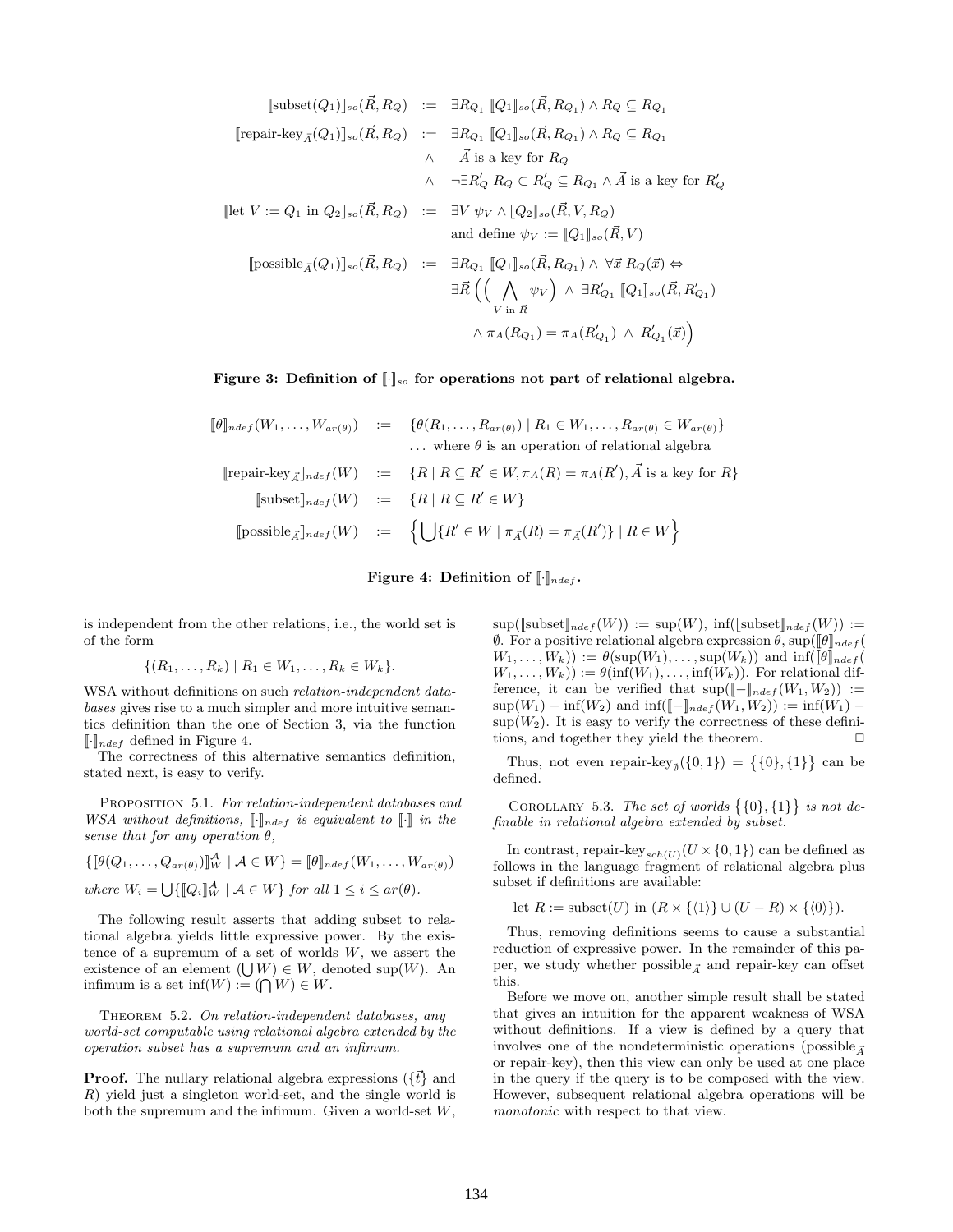$$
\begin{aligned}
[\![\text{subset}(Q_1)]\!]_{so}(\vec{R}, R_Q) \;&:=\; \exists R_{Q_1}\; [\![Q_1]\!]_{so}(\vec{R}, R_{Q_1}) \wedge R_Q \subseteq R_{Q_1} \\
[\![\text{repair-key}_{\vec{A}}(Q_1)]\!]_{so}(\vec{R}, R_Q) \;&:=\; \exists R_{Q_1}\; [\![Q_1]\!]_{so}(\vec{R}, R_{Q_1}) \wedge R_Q \subseteq R_{Q_1} \\
&\quad\;\; \wedge \quad \vec{A} \text{ is a key for } R_Q \\
&\quad\;\; \wedge \quad \neg \exists R'_Q\; R_Q \subset R'_Q \subseteq R_{Q_1} \wedge \vec{A} \text{ is a key for } R'_Q \\
[\![\text{let } V := Q_1 \text{ in } Q_2]\!]_{so}(\vec{R}, R_Q) \;&:=\; \exists V\; \psi_V \wedge [\![Q_2]\!]_{so}(\vec{R}, V, R_Q) \\
&\quad\;\; \text{and define } \psi_V := [\![Q_1]\!]_{so}(\vec{R}, V) \\
[\![\text{possible}_{\vec{A}}(Q_1)]\!]_{so}(\vec{R}, R_Q) \;&:=\; \exists R_{Q_1}\; [\![Q_1]\!]_{so}(\vec{R}, R_{Q_1}) \wedge\; \forall \vec{x}\; R_Q(\vec{x}) \Leftrightarrow \\
&\quad\;\; \exists \vec{R}\, \Big( \Big( \bigwedge_{V \text{ in } \vec{R}} \psi_V \Big) \;\wedge\; \exists R'_{Q_1}\; [\![Q_1]\!]_{so}(\vec{R}, R'_{Q_1}) \\
&\quad\;\; \wedge\; \pi_A(R_{Q_1}) = \pi_A(R'_{Q_1}) \;\wedge\; R'_{Q_1}(\vec{x}) \Big)
\end{aligned}
$$

**Figure 3: Definition of $[\![\cdot]\!]_{so}$ for operations not part of relational algebra.**

$$
\begin{aligned}
[\![\theta]\!]_{ndef}(W_1, \ldots, W_{ar(\theta)}) \;&:=\; \{\theta(R_1, \ldots, R_{ar(\theta)}) \mid R_1 \in W_1, \ldots, R_{ar(\theta)} \in W_{ar(\theta)}\} \\
&\quad\;\; \ldots \text{ where } \theta \text{ is an operation of relational algebra} \\
[\![\text{repair-key}_{\vec{A}}]\!]_{ndef}(W) \;&:=\; \{R \mid R \subseteq R' \in W, \pi_A(R) = \pi_A(R'), \vec{A} \text{ is a key for } R\} \\
[\![\text{subset}]\!]_{ndef}(W) \;&:=\; \{R \mid R \subseteq R' \in W\} \\
[\![\text{possible}_{\vec{A}}]\!]_{ndef}(W) \;&:=\; \Big\{ \bigcup \{R' \in W \mid \pi_{\vec{A}}(R) = \pi_{\vec{A}}(R')\} \mid R \in W \Big\}
\end{aligned}
$$

**Figure 4: Definition of $[\![\cdot]\!]_{ndef}$.**

is independent from the other relations, i.e., the world set is of the form

$$\{(R_1, \ldots, R_k) \mid R_1 \in W_1, \ldots, R_k \in W_k\}.$$

WSA without definitions on such *relation-independent databases* gives rise to a much simpler and more intuitive semantics definition than the one of Section 3, via the function $[\![\cdot]\!]_{ndef}$ defined in Figure 4.

The correctness of this alternative semantics definition, stated next, is easy to verify.

PROPOSITION 5.1. *For relation-independent databases and WSA without definitions, $[\![\cdot]\!]_{ndef}$ is equivalent to $[\![\cdot]\!]$ in the sense that for any operation $\theta$,*

$$\{[\![\theta(Q_1, \ldots, Q_{ar(\theta)})]\!]^{\mathcal{A}}_W \mid \mathcal{A} \in W\} = [\![\theta]\!]_{ndef}(W_1, \ldots, W_{ar(\theta)})$$

*where $W_i = \bigcup\{[\![Q_i]\!]^{\mathcal{A}}_W \mid \mathcal{A} \in W\}$ for all $1 \leq i \leq ar(\theta)$.*

The following result asserts that adding subset to relational algebra yields little expressive power. By the existence of a supremum of a set of worlds $W$, we assert the existence of an element $(\bigcup W) \in W$, denoted $\sup(W)$. An infimum is a set $\inf(W) := (\bigcap W) \in W$.

THEOREM 5.2. *On relation-independent databases, any world-set computable using relational algebra extended by the operation subset has a supremum and an infimum.*

**Proof.** The nullary relational algebra expressions ($\{\vec{t}\}$ and $R$) yield just a singleton world-set, and the single world is both the supremum and the infimum. Given a world-set $W$, $\sup([\![\text{subset}]\!]_{ndef}(W)) := \sup(W)$, $\inf([\![\text{subset}]\!]_{ndef}(W)) := \emptyset$. For a positive relational algebra expression $\theta$, $\sup([\![\theta]\!]_{ndef}(W_1, \ldots, W_k)) := \theta(\sup(W_1), \ldots, \sup(W_k))$ and $\inf([\![\theta]\!]_{ndef}(W_1, \ldots, W_k)) := \theta(\inf(W_1), \ldots, \inf(W_k))$. For relational difference, it can be verified that $\sup([\![-]\!]_{ndef}(W_1, W_2)) := \sup(W_1) - \inf(W_2)$ and $\inf([\![-]\!]_{ndef}(W_1, W_2)) := \inf(W_1) - \sup(W_2)$. It is easy to verify the correctness of these definitions, and together they yield the theorem. □

Thus, not even $\text{repair-key}_\emptyset(\{0, 1\}) = \{\{0\}, \{1\}\}$ can be defined.

COROLLARY 5.3. *The set of worlds $\{\{0\}, \{1\}\}$ is not definable in relational algebra extended by subset.*

In contrast, $\text{repair-key}_{sch(U)}(U \times \{0, 1\})$ can be defined as follows in the language fragment of relational algebra plus subset if definitions are available:

$$\text{let } R := \text{subset}(U) \text{ in } (R \times \{\langle 1 \rangle\} \cup (U - R) \times \{\langle 0 \rangle\}).$$

Thus, removing definitions seems to cause a substantial reduction of expressive power. In the remainder of this paper, we study whether $\text{possible}_{\vec{A}}$ and repair-key can offset this.

Before we move on, another simple result shall be stated that gives an intuition for the apparent weakness of WSA without definitions. If a view is defined by a query that involves one of the nondeterministic operations ($\text{possible}_{\vec{A}}$ or repair-key), then this view can only be used at one place in the query if the query is to be composed with the view. However, subsequent relational algebra operations will be *monotonic* with respect to that view.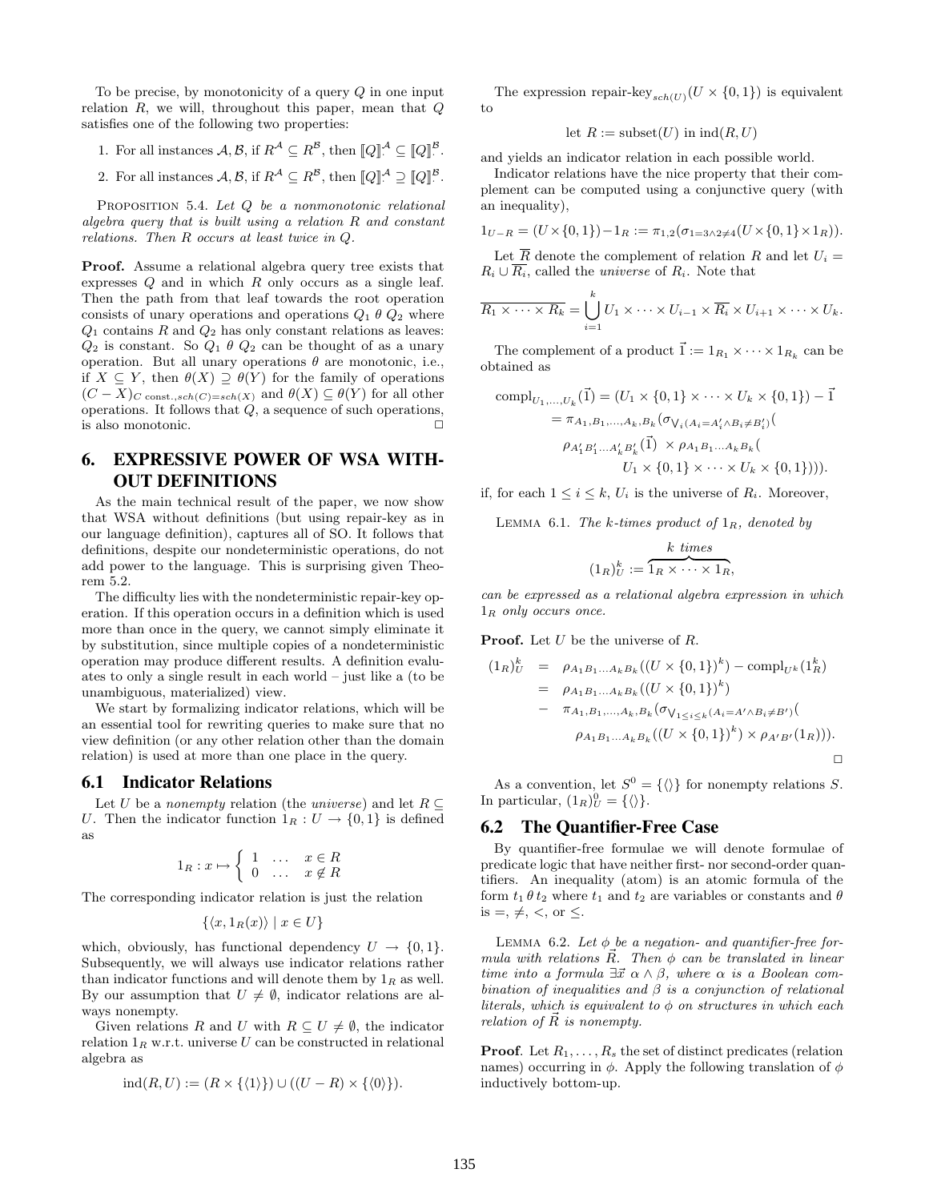To be precise, by monotonicity of a query $Q$ in one input relation $R$, we will, throughout this paper, mean that $Q$ satisfies one of the following two properties:

1. For all instances $\mathcal{A}, \mathcal{B}$, if $R^{\mathcal{A}} \subseteq R^{\mathcal{B}}$, then $[\![Q]\!]^{\mathcal{A}} \subseteq [\![Q]\!]^{\mathcal{B}}$.
2. For all instances $\mathcal{A}, \mathcal{B}$, if $R^{\mathcal{A}} \subseteq R^{\mathcal{B}}$, then $[\![Q]\!]^{\mathcal{A}} \supseteq [\![Q]\!]^{\mathcal{B}}$.

PROPOSITION 5.4. *Let $Q$ be a nonmonotonic relational algebra query that is built using a relation $R$ and constant relations. Then $R$ occurs at least twice in $Q$.*

**Proof.** Assume a relational algebra query tree exists that expresses $Q$ and in which $R$ only occurs as a single leaf. Then the path from that leaf towards the root operation consists of unary operations and operations $Q_1 \; \theta \; Q_2$ where $Q_1$ contains $R$ and $Q_2$ has only constant relations as leaves: $Q_2$ is constant. So $Q_1 \; \theta \; Q_2$ can be thought of as a unary operation. But all unary operations $\theta$ are monotonic, i.e., if $X \subseteq Y$, then $\theta(X) \supseteq \theta(Y)$ for the family of operations $(C - X)_{C \text{ const.}, sch(C)=sch(X)}$ and $\theta(X) \subseteq \theta(Y)$ for all other operations. It follows that $Q$, a sequence of such operations, is also monotonic. □

## 6. EXPRESSIVE POWER OF WSA WITHOUT DEFINITIONS

As the main technical result of the paper, we now show that WSA without definitions (but using repair-key as in our language definition), captures all of SO. It follows that definitions, despite our nondeterministic operations, do not add power to the language. This is surprising given Theorem 5.2.

The difficulty lies with the nondeterministic repair-key operation. If this operation occurs in a definition which is used more than once in the query, we cannot simply eliminate it by substitution, since multiple copies of a nondeterministic operation may produce different results. A definition evaluates to only a single result in each world – just like a (to be unambiguous, materialized) view.

We start by formalizing indicator relations, which will be an essential tool for rewriting queries to make sure that no view definition (or any other relation other than the domain relation) is used at more than one place in the query.

### 6.1 Indicator Relations

Let $U$ be a *nonempty* relation (the *universe*) and let $R \subseteq U$. Then the indicator function $1_R : U \to \{0, 1\}$ is defined as

$$1_R : x \mapsto \begin{cases} 1 & \ldots \quad x \in R \\ 0 & \ldots \quad x \notin R \end{cases}$$

The corresponding indicator relation is just the relation

$$\{\langle x, 1_R(x)\rangle \mid x \in U\}$$

which, obviously, has functional dependency $U \to \{0, 1\}$. Subsequently, we will always use indicator relations rather than indicator functions and will denote them by $1_R$ as well. By our assumption that $U \neq \emptyset$, indicator relations are always nonempty.

Given relations $R$ and $U$ with $R \subseteq U \neq \emptyset$, the indicator relation $1_R$ w.r.t. universe $U$ can be constructed in relational algebra as

$$\text{ind}(R, U) := (R \times \{\langle 1\rangle\}) \cup ((U - R) \times \{\langle 0\rangle\}).$$

The expression $\text{repair-key}_{sch(U)}(U \times \{0, 1\})$ is equivalent to

$$\text{let } R := \text{subset}(U) \text{ in ind}(R, U)$$

and yields an indicator relation in each possible world.

Indicator relations have the nice property that their complement can be computed using a conjunctive query (with an inequality),

$$1_{U-R} = (U \times \{0, 1\}) - 1_R := \pi_{1,2}(\sigma_{1=3 \wedge 2 \neq 4}(U \times \{0, 1\} \times 1_R)).$$

Let $\overline{R}$ denote the complement of relation $R$ and let $U_i = R_i \cup \overline{R_i}$, called the *universe* of $R_i$. Note that

$$\overline{R_1 \times \cdots \times R_k} = \bigcup_{i=1}^{k} U_1 \times \cdots \times U_{i-1} \times \overline{R_i} \times U_{i+1} \times \cdots \times U_k.$$

The complement of a product $\vec{1} := 1_{R_1} \times \cdots \times 1_{R_k}$ can be obtained as

$$\begin{aligned}
\text{compl}_{U_1,\ldots,U_k}(\vec{1}) &= (U_1 \times \{0,1\} \times \cdots \times U_k \times \{0,1\}) - \vec{1} \\
&= \pi_{A_1,B_1,\ldots,A_k,B_k}(\sigma_{\bigvee_i (A_i = A'_i \wedge B_i \neq B'_i)}( \\
&\quad \rho_{A'_1 B'_1 \ldots A'_k B'_k}(\vec{1}) \times \rho_{A_1 B_1 \ldots A_k B_k}( \\
&\quad\quad U_1 \times \{0,1\} \times \cdots \times U_k \times \{0,1\}))).
\end{aligned}$$

if, for each $1 \leq i \leq k$, $U_i$ is the universe of $R_i$. Moreover,

LEMMA 6.1. *The $k$-times product of $1_R$, denoted by*

$$(1_R)^k_U := \overbrace{1_R \times \cdots \times 1_R}^{k \text{ times}},$$

*can be expressed as a relational algebra expression in which $1_R$ only occurs once.*

**Proof.** Let $U$ be the universe of $R$.

$$\begin{aligned}
(1_R)^k_U &= \rho_{A_1 B_1 \ldots A_k B_k}((U \times \{0,1\})^k) - \text{compl}_{U^k}(1^k_R) \\
&= \rho_{A_1 B_1 \ldots A_k B_k}((U \times \{0,1\})^k) \\
&\quad - \pi_{A_1,B_1,\ldots,A_k,B_k}(\sigma_{\bigvee_{1 \leq i \leq k}(A_i = A' \wedge B_i \neq B')}( \\
&\quad\quad \rho_{A_1 B_1 \ldots A_k B_k}((U \times \{0,1\})^k) \times \rho_{A' B'}(1_R))).
\end{aligned}$$

□

As a convention, let $S^0 = \{\langle\rangle\}$ for nonempty relations $S$. In particular, $(1_R)^0_U = \{\langle\rangle\}$.

### 6.2 The Quantifier-Free Case

By quantifier-free formulae we will denote formulae of predicate logic that have neither first- nor second-order quantifiers. An inequality (atom) is an atomic formula of the form $t_1 \, \theta \, t_2$ where $t_1$ and $t_2$ are variables or constants and $\theta$ is $=$, $\neq$, $<$, or $\leq$.

LEMMA 6.2. *Let $\phi$ be a negation- and quantifier-free formula with relations $\vec{R}$. Then $\phi$ can be translated in linear time into a formula $\exists \vec{x} \; \alpha \wedge \beta$, where $\alpha$ is a Boolean combination of inequalities and $\beta$ is a conjunction of relational literals, which is equivalent to $\phi$ on structures in which each relation of $\vec{R}$ is nonempty.*

**Proof**. Let $R_1, \ldots, R_s$ the set of distinct predicates (relation names) occurring in $\phi$. Apply the following translation of $\phi$ inductively bottom-up.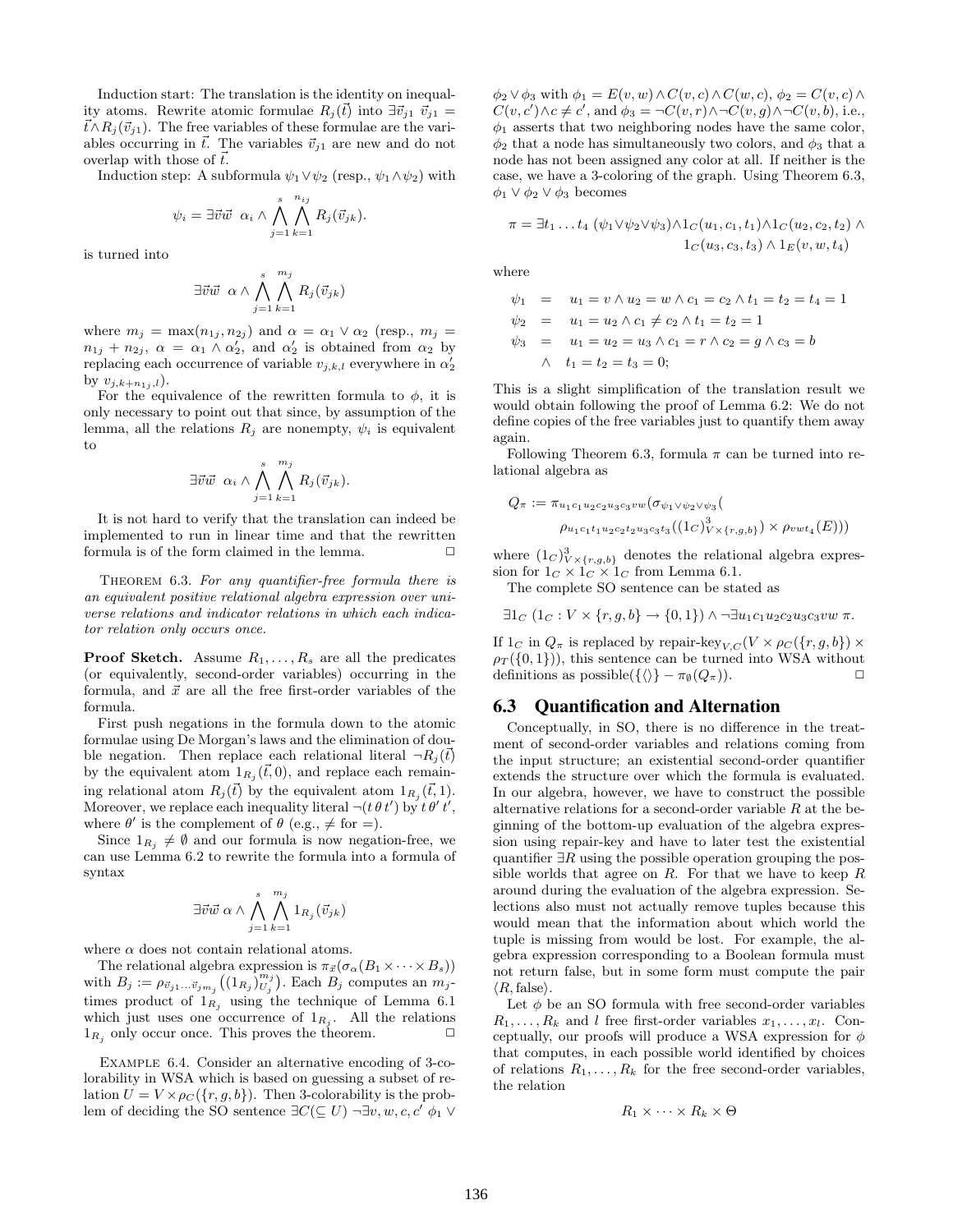Induction start: The translation is the identity on inequality atoms. Rewrite atomic formulae $R_j(\vec{t})$ into $\exists \vec{v}_{j1}\ \vec{v}_{j1} = \vec{t} \wedge R_j(\vec{v}_{j1})$. The free variables of these formulae are the variables occurring in $\vec{t}$. The variables $\vec{v}_{j1}$ are new and do not overlap with those of $\vec{t}$.

Induction step: A subformula $\psi_1 \vee \psi_2$ (resp., $\psi_1 \wedge \psi_2$) with

$$\psi_i = \exists \vec{v}\vec{w}\ \ \alpha_i \wedge \bigwedge_{j=1}^{s} \bigwedge_{k=1}^{n_{ij}} R_j(\vec{v}_{jk}).$$

is turned into

$$\exists \vec{v}\vec{w}\ \ \alpha \wedge \bigwedge_{j=1}^{s} \bigwedge_{k=1}^{m_j} R_j(\vec{v}_{jk})$$

where $m_j = \max(n_{1j}, n_{2j})$ and $\alpha = \alpha_1 \vee \alpha_2$ (resp., $m_j = n_{1j} + n_{2j}$, $\alpha = \alpha_1 \wedge \alpha_2'$, and $\alpha_2'$ is obtained from $\alpha_2$ by replacing each occurrence of variable $v_{j,k,l}$ everywhere in $\alpha_2'$ by $v_{j,k+n_{1j},l}$).

For the equivalence of the rewritten formula to $\phi$, it is only necessary to point out that since, by assumption of the lemma, all the relations $R_j$ are nonempty, $\psi_i$ is equivalent to

$$\exists \vec{v}\vec{w}\ \ \alpha_i \wedge \bigwedge_{j=1}^{s} \bigwedge_{k=1}^{m_j} R_j(\vec{v}_{jk}).$$

It is not hard to verify that the translation can indeed be implemented to run in linear time and that the rewritten formula is of the form claimed in the lemma. ☐

THEOREM 6.3. *For any quantifier-free formula there is an equivalent positive relational algebra expression over universe relations and indicator relations in which each indicator relation only occurs once.*

**Proof Sketch.** Assume $R_1, \ldots, R_s$ are all the predicates (or equivalently, second-order variables) occurring in the formula, and $\vec{x}$ are all the free first-order variables of the formula.

First push negations in the formula down to the atomic formulae using De Morgan's laws and the elimination of double negation. Then replace each relational literal $\neg R_j(\vec{t})$ by the equivalent atom $1_{R_j}(\vec{t}, 0)$, and replace each remaining relational atom $R_j(\vec{t})$ by the equivalent atom $1_{R_j}(\vec{t}, 1)$. Moreover, we replace each inequality literal $\neg(t\,\theta\,t')$ by $t\,\theta'\,t'$, where $\theta'$ is the complement of $\theta$ (e.g., $\neq$ for $=$).

Since $1_{R_j} \neq \emptyset$ and our formula is now negation-free, we can use Lemma 6.2 to rewrite the formula into a formula of syntax

$$\exists \vec{v}\vec{w}\ \alpha \wedge \bigwedge_{j=1}^{s} \bigwedge_{k=1}^{m_j} 1_{R_j}(\vec{v}_{jk})$$

where $\alpha$ does not contain relational atoms.

The relational algebra expression is $\pi_{\vec{x}}(\sigma_\alpha(B_1 \times \cdots \times B_s))$ with $B_j := \rho_{\vec{v}_{j1} \ldots \vec{v}_{jm_j}}\big((1_{R_j})^{m_j}_{U_j}\big)$. Each $B_j$ computes an $m_j$-times product of $1_{R_j}$ using the technique of Lemma 6.1 which just uses one occurrence of $1_{R_j}$. All the relations $1_{R_j}$ only occur once. This proves the theorem. ☐

EXAMPLE 6.4. Consider an alternative encoding of 3-colorability in WSA which is based on guessing a subset of relation $U = V \times \rho_C(\{r, g, b\})$. Then 3-colorability is the problem of deciding the SO sentence $\exists C(\subseteq U)\ \neg\exists v, w, c, c'\ \phi_1 \vee \phi_2 \vee \phi_3$ with $\phi_1 = E(v, w) \wedge C(v, c) \wedge C(w, c)$, $\phi_2 = C(v, c) \wedge C(v, c') \wedge c \neq c'$, and $\phi_3 = \neg C(v, r) \wedge \neg C(v, g) \wedge \neg C(v, b)$, i.e., $\phi_1$ asserts that two neighboring nodes have the same color, $\phi_2$ that a node has simultaneously two colors, and $\phi_3$ that a node has not been assigned any color at all. If neither is the case, we have a 3-coloring of the graph. Using Theorem 6.3, $\phi_1 \vee \phi_2 \vee \phi_3$ becomes

$$\pi = \exists t_1 \ldots t_4\ (\psi_1 \vee \psi_2 \vee \psi_3) \wedge 1_C(u_1, c_1, t_1) \wedge 1_C(u_2, c_2, t_2) \wedge 1_C(u_3, c_3, t_3) \wedge 1_E(v, w, t_4)$$

where

$$\begin{aligned}
\psi_1 &= u_1 = v \wedge u_2 = w \wedge c_1 = c_2 \wedge t_1 = t_2 = t_4 = 1 \\
\psi_2 &= u_1 = u_2 \wedge c_1 \neq c_2 \wedge t_1 = t_2 = 1 \\
\psi_3 &= u_1 = u_2 = u_3 \wedge c_1 = r \wedge c_2 = g \wedge c_3 = b \\
&\wedge\ \ t_1 = t_2 = t_3 = 0;
\end{aligned}$$

This is a slight simplification of the translation result we would obtain following the proof of Lemma 6.2: We do not define copies of the free variables just to quantify them away again.

Following Theorem 6.3, formula $\pi$ can be turned into relational algebra as

$$Q_\pi := \pi_{u_1 c_1 u_2 c_2 u_3 c_3 v w}(\sigma_{\psi_1 \vee \psi_2 \vee \psi_3}(\rho_{u_1 c_1 t_1 u_2 c_2 t_2 u_3 c_3 t_3}((1_C)^3_{V \times \{r,g,b\}}) \times \rho_{vwt_4}(E)))$$

where $(1_C)^3_{V \times \{r,g,b\}}$ denotes the relational algebra expression for $1_C \times 1_C \times 1_C$ from Lemma 6.1.

The complete SO sentence can be stated as

$$\exists 1_C\ (1_C : V \times \{r, g, b\} \to \{0, 1\}) \wedge \neg\exists u_1 c_1 u_2 c_2 u_3 c_3 v w\ \pi.$$

If $1_C$ in $Q_\pi$ is replaced by repair-key$_{V,C}(V \times \rho_C(\{r, g, b\}) \times \rho_T(\{0, 1\}))$, this sentence can be turned into WSA without definitions as possible$(\{\langle\rangle\} - \pi_\emptyset(Q_\pi))$. ☐

## 6.3 Quantification and Alternation

Conceptually, in SO, there is no difference in the treatment of second-order variables and relations coming from the input structure; an existential second-order quantifier extends the structure over which the formula is evaluated. In our algebra, however, we have to construct the possible alternative relations for a second-order variable $R$ at the beginning of the bottom-up evaluation of the algebra expression using repair-key and have to later test the existential quantifier $\exists R$ using the possible operation grouping the possible worlds that agree on $R$. For that we have to keep $R$ around during the evaluation of the algebra expression. Selections also must not actually remove tuples because this would mean that the information about which world the tuple is missing from would be lost. For example, the algebra expression corresponding to a Boolean formula must not return false, but in some form must compute the pair $\langle R, \text{false}\rangle$.

Let $\phi$ be an SO formula with free second-order variables $R_1, \ldots, R_k$ and $l$ free first-order variables $x_1, \ldots, x_l$. Conceptually, our proofs will produce a WSA expression for $\phi$ that computes, in each possible world identified by choices of relations $R_1, \ldots, R_k$ for the free second-order variables, the relation

$$R_1 \times \cdots \times R_k \times \Theta$$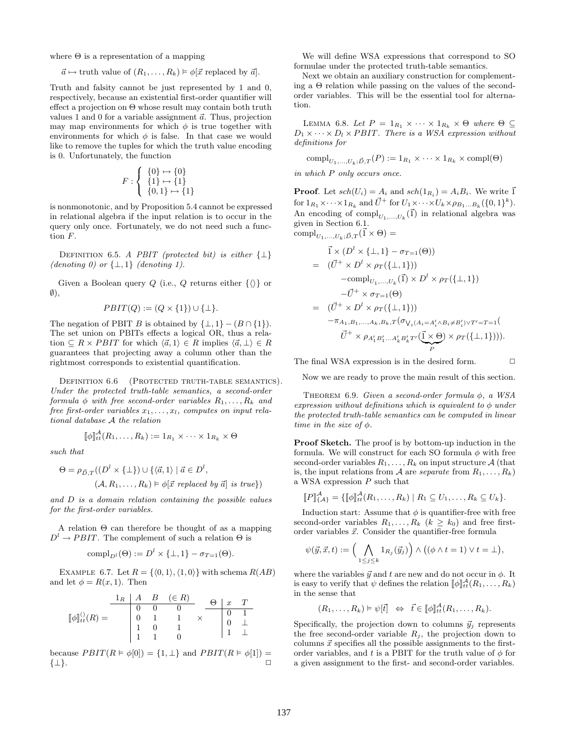where $\Theta$ is a representation of a mapping

$$\vec{a} \mapsto \text{truth value of } (R_1, \dots, R_k) \vDash \phi[\vec{x} \text{ replaced by } \vec{a}].$$

Truth and falsity cannot be just represented by 1 and 0, respectively, because an existential first-order quantifier will effect a projection on $\Theta$ whose result may contain both truth values 1 and 0 for a variable assignment $\vec{a}$. Thus, projection may map environments for which $\phi$ is true together with environments for which $\phi$ is false. In that case we would like to remove the tuples for which the truth value encoding is 0. Unfortunately, the function

$$F : \begin{cases} \{0\} \mapsto \{0\} \\ \{1\} \mapsto \{1\} \\ \{0,1\} \mapsto \{1\} \end{cases}$$

is nonmonotonic, and by Proposition 5.4 cannot be expressed in relational algebra if the input relation is to occur in the query only once. Fortunately, we do not need such a function $F$.

Definition 6.5. *A PBIT (protected bit) is either $\{\bot\}$ (denoting 0) or $\{\bot, 1\}$ (denoting 1).*

Given a Boolean query $Q$ (i.e., $Q$ returns either $\{\langle\rangle\}$ or $\emptyset$),

$$PBIT(Q) := (Q \times \{1\}) \cup \{\bot\}.$$

The negation of PBIT $B$ is obtained by $\{\bot, 1\} - (B \cap \{1\})$. The set union on PBITs effects a logical OR, thus a relation $\subseteq R \times PBIT$ for which $\langle \vec{a}, 1\rangle \in R$ implies $\langle \vec{a}, \bot\rangle \in R$ guarantees that projecting away a column other than the rightmost corresponds to existential quantification.

Definition 6.6 (Protected truth-table semantics). *Under the protected truth-table semantics, a second-order formula $\phi$ with free second-order variables $R_1, \dots, R_k$ and free first-order variables $x_1, \dots, x_l$, computes on input relational database $\mathcal{A}$ the relation*

$$[\![\phi]\!]^{\mathcal{A}}_{tt}(R_1, \dots, R_k) := 1_{R_1} \times \dots \times 1_{R_k} \times \Theta$$

*such that*

$$\Theta = \rho_{\vec{D},T}((D^l \times \{\bot\}) \cup \{\langle \vec{a}, 1\rangle \mid \vec{a} \in D^l, \\ (\mathcal{A}, R_1, \dots, R_k) \vDash \phi[\vec{x} \text{ replaced by } \vec{a}] \text{ is true}\})$$

*and $D$ is a domain relation containing the possible values for the first-order variables.*

A relation $\Theta$ can therefore be thought of as a mapping $D^l \to PBIT$. The complement of such a relation $\Theta$ is

$$\mathrm{compl}_{D^l}(\Theta) := D^l \times \{\bot, 1\} - \sigma_{T=1}(\Theta).$$

Example 6.7. Let $R = \{\langle 0,1\rangle, \langle 1,0\rangle\}$ with schema $R(AB)$ and let $\phi = R(x,1)$. Then

$[\![\phi]\!]^{\langle\rangle}_{tt}(R) =$

| $1_R$ | $A$ | $B$ | $(\in R)$ |
|---|---|---|---|
| | 0 | 0 | 0 |
| | 0 | 1 | 1 |
| | 1 | 0 | 1 |
| | 1 | 1 | 0 |

$\times$

| $\Theta$ | $x$ | $T$ |
|---|---|---|
| | 0 | 1 |
| | 0 | $\bot$ |
| | 1 | $\bot$ |

because $PBIT(R \vDash \phi[0]) = \{1, \bot\}$ and $PBIT(R \vDash \phi[1]) = \{\bot\}$. □

We will define WSA expressions that correspond to SO formulae under the protected truth-table semantics.

Next we obtain an auxiliary construction for complementing a $\Theta$ relation while passing on the values of the second-order variables. This will be the essential tool for alternation.

Lemma 6.8. *Let $P = 1_{R_1} \times \dots \times 1_{R_k} \times \Theta$ where $\Theta \subseteq D_1 \times \dots \times D_l \times PBIT$. There is a WSA expression without definitions for*

$$\mathrm{compl}_{U_1,\dots,U_k;\vec{D},T}(P) := 1_{R_1} \times \dots \times 1_{R_k} \times \mathrm{compl}(\Theta)$$

*in which $P$ only occurs once.*

**Proof**. Let $sch(U_i) = A_i$ and $sch(1_{R_i}) = A_i B_i$. We write $\vec{1}$ for $1_{R_1} \times \dots \times 1_{R_k}$ and $\vec{U}^+$ for $U_1 \times \dots \times U_k \times \rho_{B_1 \dots B_k}(\{0,1\}^k)$. An encoding of $\mathrm{compl}_{U_1,\dots,U_k}(\vec{1})$ in relational algebra was given in Section 6.1.

$$\begin{aligned}
&\mathrm{compl}_{U_1,\dots,U_k;\vec{D},T}(\vec{1} \times \Theta) = \\
&\quad \vec{1} \times (D^l \times \{\bot, 1\} - \sigma_{T=1}(\Theta)) \\
&= (\vec{U}^+ \times D^l \times \rho_T(\{\bot, 1\})) \\
&\quad\quad - \mathrm{compl}_{U_1,\dots,U_k}(\vec{1}) \times D^l \times \rho_T(\{\bot, 1\}) \\
&\quad\quad - \vec{U}^+ \times \sigma_{T=1}(\Theta) \\
&= (\vec{U}^+ \times D^l \times \rho_T(\{\bot, 1\})) \\
&\quad\quad - \pi_{A_1,B_1,\dots,A_k,B_k,T}(\sigma_{\bigvee_i (A_i = A'_i \wedge B_i \neq B'_i) \vee T' = T = 1}( \\
&\quad\quad\quad \vec{U}^+ \times \rho_{A'_1 B'_1 \dots A'_k B'_k T'}(\underbrace{\vec{1} \times \Theta}_{P}) \times \rho_T(\{\bot, 1\}))).
\end{aligned}$$

The final WSA expression is in the desired form. □

Now we are ready to prove the main result of this section.

Theorem 6.9. *Given a second-order formula $\phi$, a WSA expression without definitions which is equivalent to $\phi$ under the protected truth-table semantics can be computed in linear time in the size of $\phi$.*

**Proof Sketch.** The proof is by bottom-up induction in the formula. We will construct for each SO formula $\phi$ with free second-order variables $R_1, \dots, R_k$ on input structure $\mathcal{A}$ (that is, the input relations from $\mathcal{A}$ are *separate* from $R_1, \dots, R_k$) a WSA expression $P$ such that

$$[\![P]\!]^{\mathcal{A}}_{\{\mathcal{A}\}} = \{[\![\phi]\!]^{\mathcal{A}}_{tt}(R_1, \dots, R_k) \mid R_1 \subseteq U_1, \dots, R_k \subseteq U_k\}.$$

Induction start: Assume that $\phi$ is quantifier-free with free second-order variables $R_1, \dots, R_k$ ($k \geq k_0$) and free first-order variables $\vec{x}$. Consider the quantifier-free formula

$$\psi(\vec{y}, \vec{x}, t) := \Big( \bigwedge_{1 \le j \le k} 1_{R_j}(\vec{y}_j) \Big) \wedge \big( (\phi \wedge t = 1) \vee t = \bot \big),$$

where the variables $\vec{y}$ and $t$ are new and do not occur in $\phi$. It is easy to verify that $\psi$ defines the relation $[\![\phi]\!]^{\mathcal{A}}_{tt}(R_1, \dots, R_k)$ in the sense that

$$(R_1, \dots, R_k) \vDash \psi[\vec{t}] \;\; \Leftrightarrow \;\; \vec{t} \in [\![\phi]\!]^{\mathcal{A}}_{tt}(R_1, \dots, R_k).$$

Specifically, the projection down to columns $\vec{y}_j$ represents the free second-order variable $R_j$, the projection down to columns $\vec{x}$ specifies all the possible assignments to the first-order variables, and $t$ is a PBIT for the truth value of $\phi$ for a given assignment to the first- and second-order variables.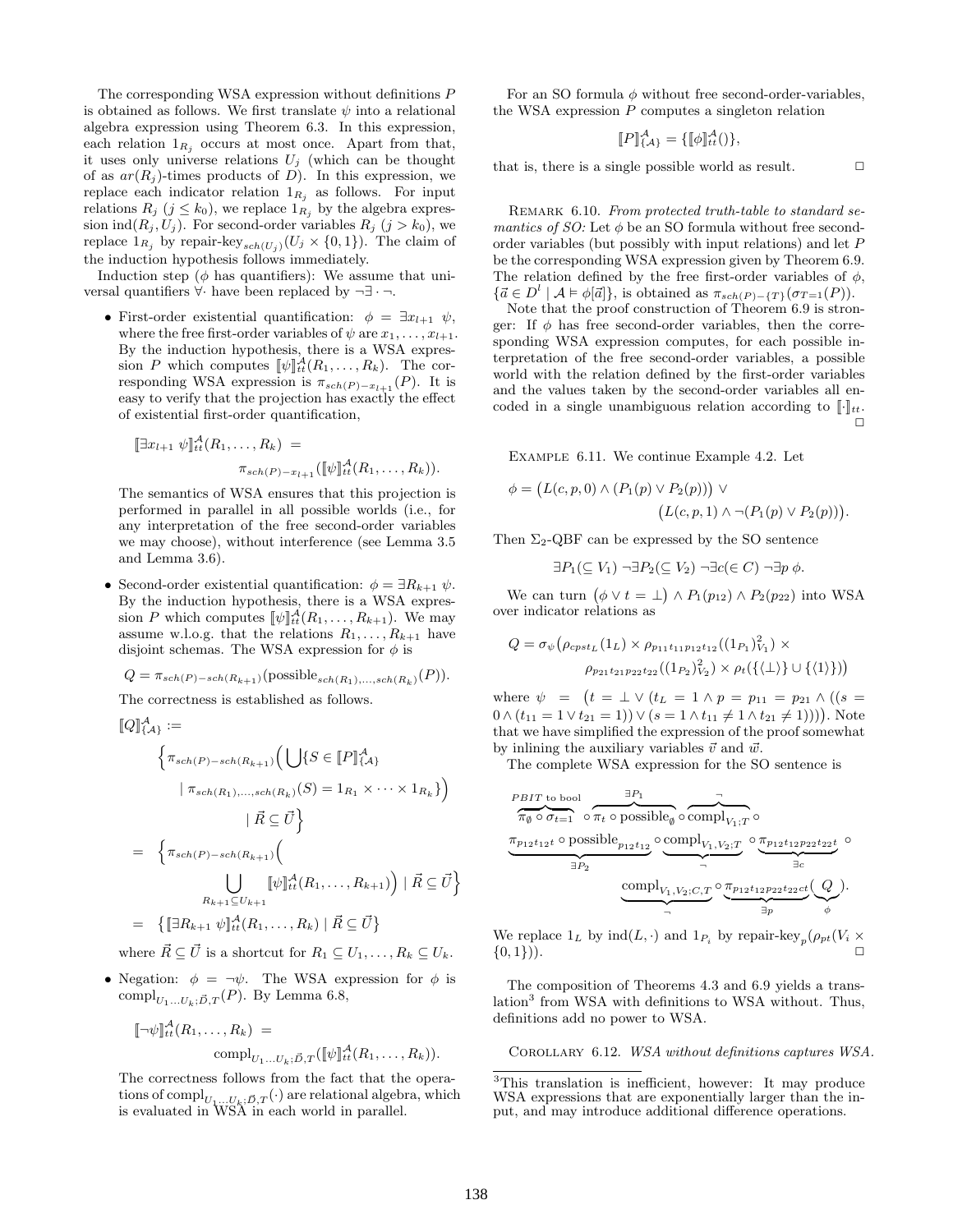The corresponding WSA expression without definitions $P$ is obtained as follows. We first translate $\psi$ into a relational algebra expression using Theorem 6.3. In this expression, each relation $1_{R_j}$ occurs at most once. Apart from that, it uses only universe relations $U_j$ (which can be thought of as $ar(R_j)$-times products of $D$). In this expression, we replace each indicator relation $1_{R_j}$ as follows. For input relations $R_j$ ($j \leq k_0$), we replace $1_{R_j}$ by the algebra expression $\text{ind}(R_j, U_j)$. For second-order variables $R_j$ ($j > k_0$), we replace $1_{R_j}$ by $\text{repair-key}_{sch(U_j)}(U_j \times \{0,1\})$. The claim of the induction hypothesis follows immediately.

Induction step ($\phi$ has quantifiers): We assume that universal quantifiers $\forall \cdot$ have been replaced by $\neg\exists\cdot\neg$.

- First-order existential quantification: $\phi = \exists x_{l+1}\ \psi$, where the free first-order variables of $\psi$ are $x_1, \ldots, x_{l+1}$. By the induction hypothesis, there is a WSA expression $P$ which computes $[\![\psi]\!]^{\mathcal{A}}_{tt}(R_1, \ldots, R_k)$. The corresponding WSA expression is $\pi_{sch(P)-x_{l+1}}(P)$. It is easy to verify that the projection has exactly the effect of existential first-order quantification,

$$[\![\exists x_{l+1}\ \psi]\!]^{\mathcal{A}}_{tt}(R_1, \ldots, R_k) = \pi_{sch(P)-x_{l+1}}([\![\psi]\!]^{\mathcal{A}}_{tt}(R_1, \ldots, R_k)).$$

The semantics of WSA ensures that this projection is performed in parallel in all possible worlds (i.e., for any interpretation of the free second-order variables we may choose), without interference (see Lemma 3.5 and Lemma 3.6).

- Second-order existential quantification: $\phi = \exists R_{k+1}\ \psi$. By the induction hypothesis, there is a WSA expression $P$ which computes $[\![\psi]\!]^{\mathcal{A}}_{tt}(R_1, \ldots, R_{k+1})$. We may assume w.l.o.g. that the relations $R_1, \ldots, R_{k+1}$ have disjoint schemas. The WSA expression for $\phi$ is

$$Q = \pi_{sch(P)-sch(R_{k+1})}(\text{possible}_{sch(R_1),\ldots,sch(R_k)}(P)).$$

The correctness is established as follows.

$$\begin{aligned}
[\![Q]\!]^{\mathcal{A}}_{\{\mathcal{A}\}} &:= \\
&\Big\{\pi_{sch(P)-sch(R_{k+1})}\Big(\bigcup\{S \in [\![P]\!]^{\mathcal{A}}_{\{\mathcal{A}\}} \\
&\qquad \mid \pi_{sch(R_1),\ldots,sch(R_k)}(S) = 1_{R_1} \times \cdots \times 1_{R_k}\}\Big) \\
&\qquad\qquad \mid \vec{R} \subseteq \vec{U}\Big\} \\
&= \Big\{\pi_{sch(P)-sch(R_{k+1})}\Big( \\
&\qquad \bigcup_{R_{k+1}\subseteq U_{k+1}} [\![\psi]\!]^{\mathcal{A}}_{tt}(R_1, \ldots, R_{k+1})\Big) \mid \vec{R} \subseteq \vec{U}\Big\} \\
&= \big\{[\![\exists R_{k+1}\ \psi]\!]^{\mathcal{A}}_{tt}(R_1, \ldots, R_k) \mid \vec{R} \subseteq \vec{U}\big\}
\end{aligned}$$

where $\vec{R} \subseteq \vec{U}$ is a shortcut for $R_1 \subseteq U_1, \ldots, R_k \subseteq U_k$.

- Negation: $\phi = \neg\psi$. The WSA expression for $\phi$ is $\text{compl}_{U_1\ldots U_k;\vec{D},T}(P)$. By Lemma 6.8,

$$[\![\neg\psi]\!]^{\mathcal{A}}_{tt}(R_1, \ldots, R_k) = \text{compl}_{U_1\ldots U_k;\vec{D},T}([\![\psi]\!]^{\mathcal{A}}_{tt}(R_1, \ldots, R_k)).$$

The correctness follows from the fact that the operations of $\text{compl}_{U_1\ldots U_k;\vec{D},T}(\cdot)$ are relational algebra, which is evaluated in WSA in each world in parallel.

For an SO formula $\phi$ without free second-order-variables, the WSA expression $P$ computes a singleton relation

$$[\![P]\!]^{\mathcal{A}}_{\{\mathcal{A}\}} = \{[\![\phi]\!]^{\mathcal{A}}_{tt}()\},$$

that is, there is a single possible world as result. □

Remark 6.10. *From protected truth-table to standard semantics of SO:* Let $\phi$ be an SO formula without free second-order variables (but possibly with input relations) and let $P$ be the corresponding WSA expression given by Theorem 6.9. The relation defined by the free first-order variables of $\phi$, $\{\vec{a} \in D^l \mid \mathcal{A} \vDash \phi[\vec{a}]\}$, is obtained as $\pi_{sch(P)-\{T\}}(\sigma_{T=1}(P))$.

Note that the proof construction of Theorem 6.9 is stronger: If $\phi$ has free second-order variables, then the corresponding WSA expression computes, for each possible interpretation of the free second-order variables, a possible world with the relation defined by the first-order variables and the values taken by the second-order variables all encoded in a single unambiguous relation according to $[\![\cdot]\!]_{tt}$. □

Example 6.11. We continue Example 4.2. Let

$$\phi = \big(L(c,p,0) \wedge (P_1(p) \vee P_2(p))\big) \vee \big(L(c,p,1) \wedge \neg(P_1(p) \vee P_2(p))\big).$$

Then $\Sigma_2$-QBF can be expressed by the SO sentence

$$\exists P_1(\subseteq V_1)\ \neg\exists P_2(\subseteq V_2)\ \neg\exists c(\in C)\ \neg\exists p\ \phi.$$

We can turn $\big(\phi \vee t = \bot\big) \wedge P_1(p_{12}) \wedge P_2(p_{22})$ into WSA over indicator relations as

$$Q = \sigma_\psi\big(\rho_{cpst_L}(1_L) \times \rho_{p_{11}t_{11}p_{12}t_{12}}((1_{P_1})^2_{V_1}) \times \rho_{p_{21}t_{21}p_{22}t_{22}}((1_{P_2})^2_{V_2}) \times \rho_t(\{\langle\bot\rangle\} \cup \{\langle 1\rangle\})\big)$$

where $\psi = \big(t = \bot \vee (t_L = 1 \wedge p = p_{11} = p_{21} \wedge ((s = 0 \wedge (t_{11} = 1 \vee t_{21} = 1)) \vee (s = 1 \wedge t_{11} \neq 1 \wedge t_{21} \neq 1)))\big)$. Note that we have simplified the expression of the proof somewhat by inlining the auxiliary variables $\vec{v}$ and $\vec{w}$.

The complete WSA expression for the SO sentence is

$$\overbrace{\pi_\emptyset \circ \sigma_{t=1}}^{PBIT\text{ to bool}} \circ \overbrace{\pi_t \circ \text{possible}_\emptyset}^{\exists P_1} \circ \overbrace{\text{compl}_{V_1;T}}^{\neg} \circ \underbrace{\pi_{p_{12}t_{12}t} \circ \text{possible}_{p_{12}t_{12}}}_{\exists P_2} \circ \underbrace{\text{compl}_{V_1,V_2;T}}_{\neg} \circ \underbrace{\pi_{p_{12}t_{12}p_{22}t_{22}t}}_{\exists c} \circ \underbrace{\text{compl}_{V_1,V_2;C,T}}_{\neg} \circ \underbrace{\pi_{p_{12}t_{12}p_{22}t_{22}ct}}_{\exists p}(\underbrace{Q}_{\phi}).$$

We replace $1_L$ by $\text{ind}(L, \cdot)$ and $1_{P_i}$ by $\text{repair-key}_p(\rho_{pt}(V_i \times \{0,1\}))$. □

The composition of Theorems 4.3 and 6.9 yields a translation[3] from WSA with definitions to WSA without. Thus, definitions add no power to WSA.

Corollary 6.12. *WSA without definitions captures WSA.*

[3] This translation is inefficient, however: It may produce WSA expressions that are exponentially larger than the input, and may introduce additional difference operations.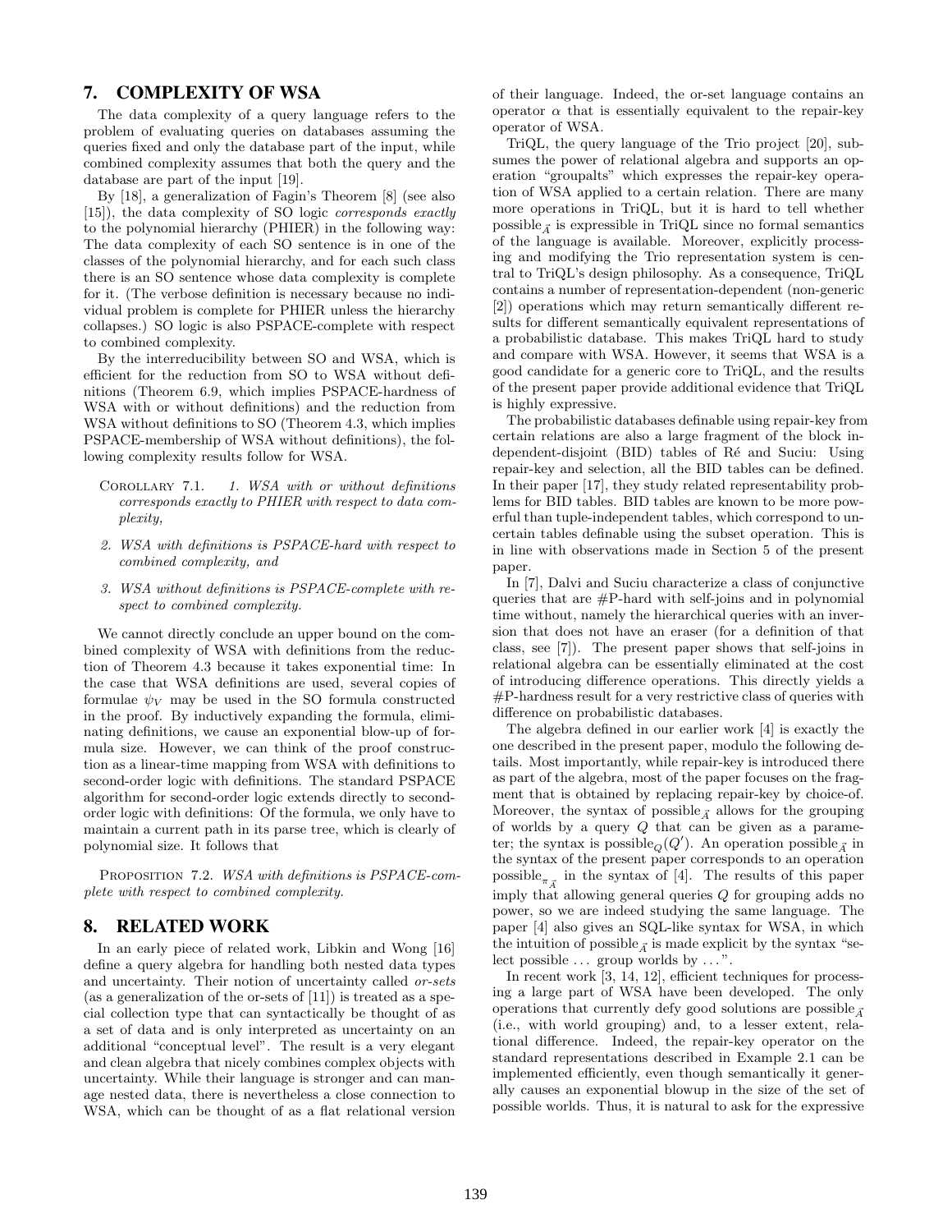## 7. COMPLEXITY OF WSA

The data complexity of a query language refers to the problem of evaluating queries on databases assuming the queries fixed and only the database part of the input, while combined complexity assumes that both the query and the database are part of the input [19].

By [18], a generalization of Fagin's Theorem [8] (see also [15]), the data complexity of SO logic *corresponds exactly* to the polynomial hierarchy (PHIER) in the following way: The data complexity of each SO sentence is in one of the classes of the polynomial hierarchy, and for each such class there is an SO sentence whose data complexity is complete for it. (The verbose definition is necessary because no individual problem is complete for PHIER unless the hierarchy collapses.) SO logic is also PSPACE-complete with respect to combined complexity.

By the interreducibility between SO and WSA, which is efficient for the reduction from SO to WSA without definitions (Theorem 6.9, which implies PSPACE-hardness of WSA with or without definitions) and the reduction from WSA without definitions to SO (Theorem 4.3, which implies PSPACE-membership of WSA without definitions), the following complexity results follow for WSA.

COROLLARY 7.1. *1. WSA with or without definitions corresponds exactly to PHIER with respect to data complexity,*

*2. WSA with definitions is PSPACE-hard with respect to combined complexity, and*

*3. WSA without definitions is PSPACE-complete with respect to combined complexity.*

We cannot directly conclude an upper bound on the combined complexity of WSA with definitions from the reduction of Theorem 4.3 because it takes exponential time: In the case that WSA definitions are used, several copies of formulae $\psi_V$ may be used in the SO formula constructed in the proof. By inductively expanding the formula, eliminating definitions, we cause an exponential blow-up of formula size. However, we can think of the proof construction as a linear-time mapping from WSA with definitions to second-order logic with definitions. The standard PSPACE algorithm for second-order logic extends directly to second-order logic with definitions: Of the formula, we only have to maintain a current path in its parse tree, which is clearly of polynomial size. It follows that

PROPOSITION 7.2. *WSA with definitions is PSPACE-complete with respect to combined complexity.*

## 8. RELATED WORK

In an early piece of related work, Libkin and Wong [16] define a query algebra for handling both nested data types and uncertainty. Their notion of uncertainty called *or-sets* (as a generalization of the or-sets of [11]) is treated as a special collection type that can syntactically be thought of as a set of data and is only interpreted as uncertainty on an additional "conceptual level". The result is a very elegant and clean algebra that nicely combines complex objects with uncertainty. While their language is stronger and can manage nested data, there is nevertheless a close connection to WSA, which can be thought of as a flat relational version of their language. Indeed, the or-set language contains an operator $\alpha$ that is essentially equivalent to the repair-key operator of WSA.

TriQL, the query language of the Trio project [20], subsumes the power of relational algebra and supports an operation "groupalts" which expresses the repair-key operation of WSA applied to a certain relation. There are many more operations in TriQL, but it is hard to tell whether $\text{possible}_{\vec{A}}$ is expressible in TriQL since no formal semantics of the language is available. Moreover, explicitly processing and modifying the Trio representation system is central to TriQL's design philosophy. As a consequence, TriQL contains a number of representation-dependent (non-generic [2]) operations which may return semantically different results for different semantically equivalent representations of a probabilistic database. This makes TriQL hard to study and compare with WSA. However, it seems that WSA is a good candidate for a generic core to TriQL, and the results of the present paper provide additional evidence that TriQL is highly expressive.

The probabilistic databases definable using repair-key from certain relations are also a large fragment of the block independent-disjoint (BID) tables of Ré and Suciu: Using repair-key and selection, all the BID tables can be defined. In their paper [17], they study related representability problems for BID tables. BID tables are known to be more powerful than tuple-independent tables, which correspond to uncertain tables definable using the subset operation. This is in line with observations made in Section 5 of the present paper.

In [7], Dalvi and Suciu characterize a class of conjunctive queries that are #P-hard with self-joins and in polynomial time without, namely the hierarchical queries with an inversion that does not have an eraser (for a definition of that class, see [7]). The present paper shows that self-joins in relational algebra can be essentially eliminated at the cost of introducing difference operations. This directly yields a #P-hardness result for a very restrictive class of queries with difference on probabilistic databases.

The algebra defined in our earlier work [4] is exactly the one described in the present paper, modulo the following details. Most importantly, while repair-key is introduced there as part of the algebra, most of the paper focuses on the fragment that is obtained by replacing repair-key by choice-of. Moreover, the syntax of $\text{possible}_{\vec{A}}$ allows for the grouping of worlds by a query $Q$ that can be given as a parameter; the syntax is $\text{possible}_Q(Q')$. An operation $\text{possible}_{\vec{A}}$ in the syntax of the present paper corresponds to an operation $\text{possible}_{\pi_{\vec{A}}}$ in the syntax of [4]. The results of this paper imply that allowing general queries $Q$ for grouping adds no power, so we are indeed studying the same language. The paper [4] also gives an SQL-like syntax for WSA, in which the intuition of $\text{possible}_{\vec{A}}$ is made explicit by the syntax "select possible ... group worlds by ...".

In recent work [3, 14, 12], efficient techniques for processing a large part of WSA have been developed. The only operations that currently defy good solutions are $\text{possible}_{\vec{A}}$ (i.e., with world grouping) and, to a lesser extent, relational difference. Indeed, the repair-key operator on the standard representations described in Example 2.1 can be implemented efficiently, even though semantically it generally causes an exponential blowup in the size of the set of possible worlds. Thus, it is natural to ask for the expressive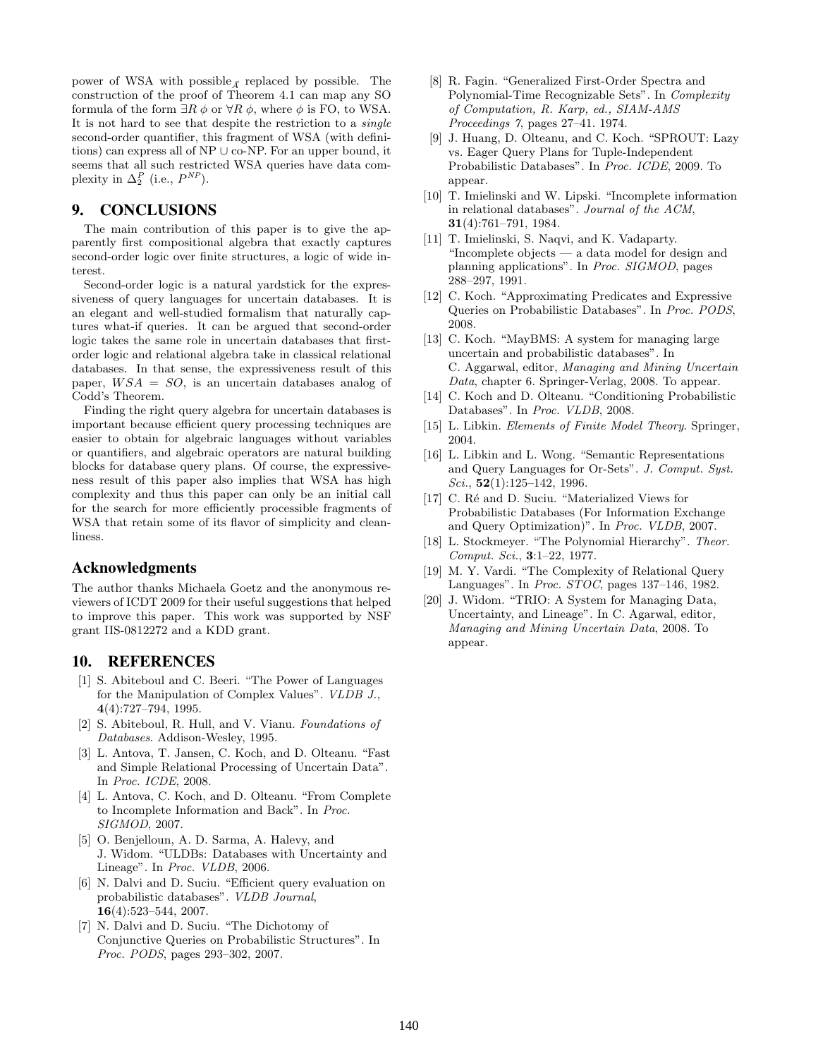power of WSA with possible$_{\vec{A}}$ replaced by possible. The construction of the proof of Theorem 4.1 can map any SO formula of the form $\exists R\ \phi$ or $\forall R\ \phi$, where $\phi$ is FO, to WSA. It is not hard to see that despite the restriction to a *single* second-order quantifier, this fragment of WSA (with definitions) can express all of NP $\cup$ co-NP. For an upper bound, it seems that all such restricted WSA queries have data complexity in $\Delta_2^P$ (i.e., $P^{NP}$).

## 9. CONCLUSIONS

The main contribution of this paper is to give the apparently first compositional algebra that exactly captures second-order logic over finite structures, a logic of wide interest.

Second-order logic is a natural yardstick for the expressiveness of query languages for uncertain databases. It is an elegant and well-studied formalism that naturally captures what-if queries. It can be argued that second-order logic takes the same role in uncertain databases that first-order logic and relational algebra take in classical relational databases. In that sense, the expressiveness result of this paper, $WSA = SO$, is an uncertain databases analog of Codd's Theorem.

Finding the right query algebra for uncertain databases is important because efficient query processing techniques are easier to obtain for algebraic languages without variables or quantifiers, and algebraic operators are natural building blocks for database query plans. Of course, the expressiveness result of this paper also implies that WSA has high complexity and thus this paper can only be an initial call for the search for more efficiently processible fragments of WSA that retain some of its flavor of simplicity and cleanliness.

### Acknowledgments

The author thanks Michaela Goetz and the anonymous reviewers of ICDT 2009 for their useful suggestions that helped to improve this paper. This work was supported by NSF grant IIS-0812272 and a KDD grant.

## 10. REFERENCES

[1] S. Abiteboul and C. Beeri. "The Power of Languages for the Manipulation of Complex Values". *VLDB J.*, **4**(4):727–794, 1995.

[2] S. Abiteboul, R. Hull, and V. Vianu. *Foundations of Databases*. Addison-Wesley, 1995.

[3] L. Antova, T. Jansen, C. Koch, and D. Olteanu. "Fast and Simple Relational Processing of Uncertain Data". In *Proc. ICDE*, 2008.

[4] L. Antova, C. Koch, and D. Olteanu. "From Complete to Incomplete Information and Back". In *Proc. SIGMOD*, 2007.

[5] O. Benjelloun, A. D. Sarma, A. Halevy, and J. Widom. "ULDBs: Databases with Uncertainty and Lineage". In *Proc. VLDB*, 2006.

[6] N. Dalvi and D. Suciu. "Efficient query evaluation on probabilistic databases". *VLDB Journal*, **16**(4):523–544, 2007.

[7] N. Dalvi and D. Suciu. "The Dichotomy of Conjunctive Queries on Probabilistic Structures". In *Proc. PODS*, pages 293–302, 2007.

[8] R. Fagin. "Generalized First-Order Spectra and Polynomial-Time Recognizable Sets". In *Complexity of Computation, R. Karp, ed., SIAM-AMS Proceedings 7*, pages 27–41. 1974.

[9] J. Huang, D. Olteanu, and C. Koch. "SPROUT: Lazy vs. Eager Query Plans for Tuple-Independent Probabilistic Databases". In *Proc. ICDE*, 2009. To appear.

[10] T. Imielinski and W. Lipski. "Incomplete information in relational databases". *Journal of the ACM*, **31**(4):761–791, 1984.

[11] T. Imielinski, S. Naqvi, and K. Vadaparty. "Incomplete objects — a data model for design and planning applications". In *Proc. SIGMOD*, pages 288–297, 1991.

[12] C. Koch. "Approximating Predicates and Expressive Queries on Probabilistic Databases". In *Proc. PODS*, 2008.

[13] C. Koch. "MayBMS: A system for managing large uncertain and probabilistic databases". In C. Aggarwal, editor, *Managing and Mining Uncertain Data*, chapter 6. Springer-Verlag, 2008. To appear.

[14] C. Koch and D. Olteanu. "Conditioning Probabilistic Databases". In *Proc. VLDB*, 2008.

[15] L. Libkin. *Elements of Finite Model Theory*. Springer, 2004.

[16] L. Libkin and L. Wong. "Semantic Representations and Query Languages for Or-Sets". *J. Comput. Syst. Sci.*, **52**(1):125–142, 1996.

[17] C. Ré and D. Suciu. "Materialized Views for Probabilistic Databases (For Information Exchange and Query Optimization)". In *Proc. VLDB*, 2007.

[18] L. Stockmeyer. "The Polynomial Hierarchy". *Theor. Comput. Sci.*, **3**:1–22, 1977.

[19] M. Y. Vardi. "The Complexity of Relational Query Languages". In *Proc. STOC*, pages 137–146, 1982.

[20] J. Widom. "TRIO: A System for Managing Data, Uncertainty, and Lineage". In C. Agarwal, editor, *Managing and Mining Uncertain Data*, 2008. To appear.